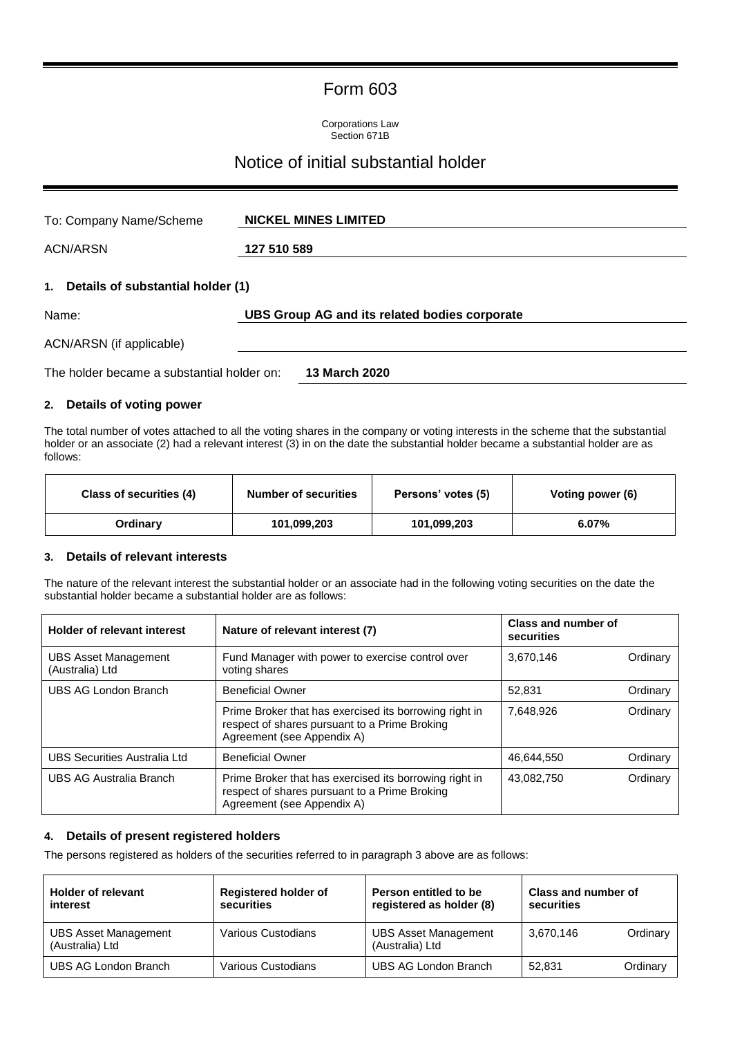# Form 603

Corporations Law
Section 671B

## Notice of initial substantial holder

To: Company Name/Scheme **NICKEL MINES LIMITED**

ACN/ARSN **127 510 589**

### 1. Details of substantial holder (1)

Name: **UBS Group AG and its related bodies corporate**

ACN/ARSN (if applicable)

The holder became a substantial holder on: **13 March 2020**

### 2. Details of voting power

The total number of votes attached to all the voting shares in the company or voting interests in the scheme that the substantial holder or an associate (2) had a relevant interest (3) in on the date the substantial holder became a substantial holder are as follows:

| Class of securities (4) | Number of securities | Persons' votes (5) | Voting power (6) |
|---|---|---|---|
| **Ordinary** | **101,099,203** | **101,099,203** | **6.07%** |

### 3. Details of relevant interests

The nature of the relevant interest the substantial holder or an associate had in the following voting securities on the date the substantial holder became a substantial holder are as follows:

| Holder of relevant interest | Nature of relevant interest (7) | Class and number of securities | |
|---|---|---|---|
| UBS Asset Management (Australia) Ltd | Fund Manager with power to exercise control over voting shares | 3,670,146 | Ordinary |
| UBS AG London Branch | Beneficial Owner | 52,831 | Ordinary |
| | Prime Broker that has exercised its borrowing right in respect of shares pursuant to a Prime Broking Agreement (see Appendix A) | 7,648,926 | Ordinary |
| UBS Securities Australia Ltd | Beneficial Owner | 46,644,550 | Ordinary |
| UBS AG Australia Branch | Prime Broker that has exercised its borrowing right in respect of shares pursuant to a Prime Broking Agreement (see Appendix A) | 43,082,750 | Ordinary |

### 4. Details of present registered holders

The persons registered as holders of the securities referred to in paragraph 3 above are as follows:

| Holder of relevant interest | Registered holder of securities | Person entitled to be registered as holder (8) | Class and number of securities | |
|---|---|---|---|---|
| UBS Asset Management (Australia) Ltd | Various Custodians | UBS Asset Management (Australia) Ltd | 3,670,146 | Ordinary |
| UBS AG London Branch | Various Custodians | UBS AG London Branch | 52,831 | Ordinary |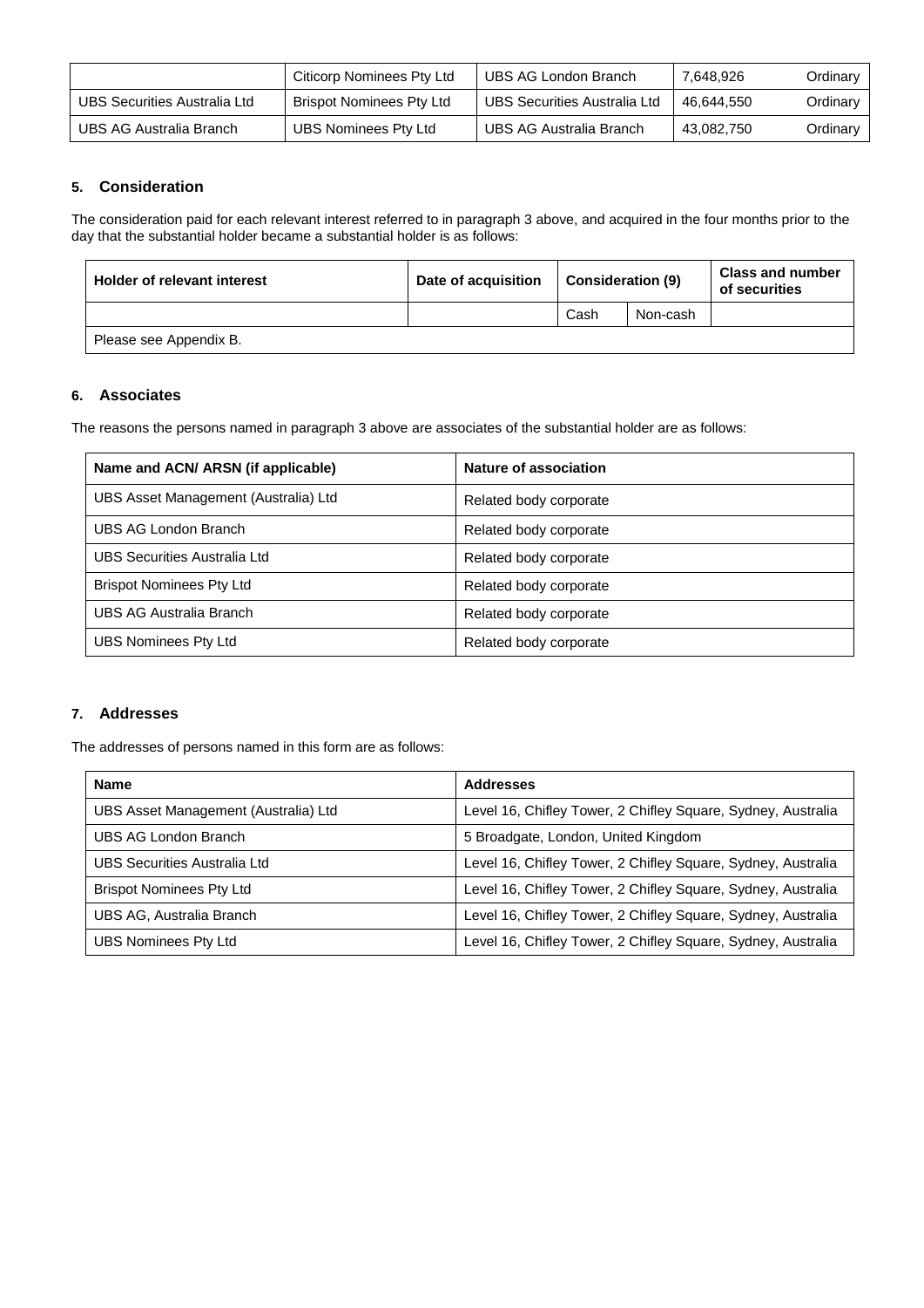| | Citicorp Nominees Pty Ltd | UBS AG London Branch | 7,648,926 | Ordinary |
|---|---|---|---|---|
| UBS Securities Australia Ltd | Brispot Nominees Pty Ltd | UBS Securities Australia Ltd | 46,644,550 | Ordinary |
| UBS AG Australia Branch | UBS Nominees Pty Ltd | UBS AG Australia Branch | 43,082,750 | Ordinary |

### 5. Consideration

The consideration paid for each relevant interest referred to in paragraph 3 above, and acquired in the four months prior to the day that the substantial holder became a substantial holder is as follows:

| Holder of relevant interest | Date of acquisition | Consideration (9) | | Class and number of securities |
|---|---|---|---|---|
| | | Cash | Non-cash | |
| Please see Appendix B. | | | | |

### 6. Associates

The reasons the persons named in paragraph 3 above are associates of the substantial holder are as follows:

| Name and ACN/ ARSN (if applicable) | Nature of association |
|---|---|
| UBS Asset Management (Australia) Ltd | Related body corporate |
| UBS AG London Branch | Related body corporate |
| UBS Securities Australia Ltd | Related body corporate |
| Brispot Nominees Pty Ltd | Related body corporate |
| UBS AG Australia Branch | Related body corporate |
| UBS Nominees Pty Ltd | Related body corporate |

### 7. Addresses

The addresses of persons named in this form are as follows:

| Name | Addresses |
|---|---|
| UBS Asset Management (Australia) Ltd | Level 16, Chifley Tower, 2 Chifley Square, Sydney, Australia |
| UBS AG London Branch | 5 Broadgate, London, United Kingdom |
| UBS Securities Australia Ltd | Level 16, Chifley Tower, 2 Chifley Square, Sydney, Australia |
| Brispot Nominees Pty Ltd | Level 16, Chifley Tower, 2 Chifley Square, Sydney, Australia |
| UBS AG, Australia Branch | Level 16, Chifley Tower, 2 Chifley Square, Sydney, Australia |
| UBS Nominees Pty Ltd | Level 16, Chifley Tower, 2 Chifley Square, Sydney, Australia |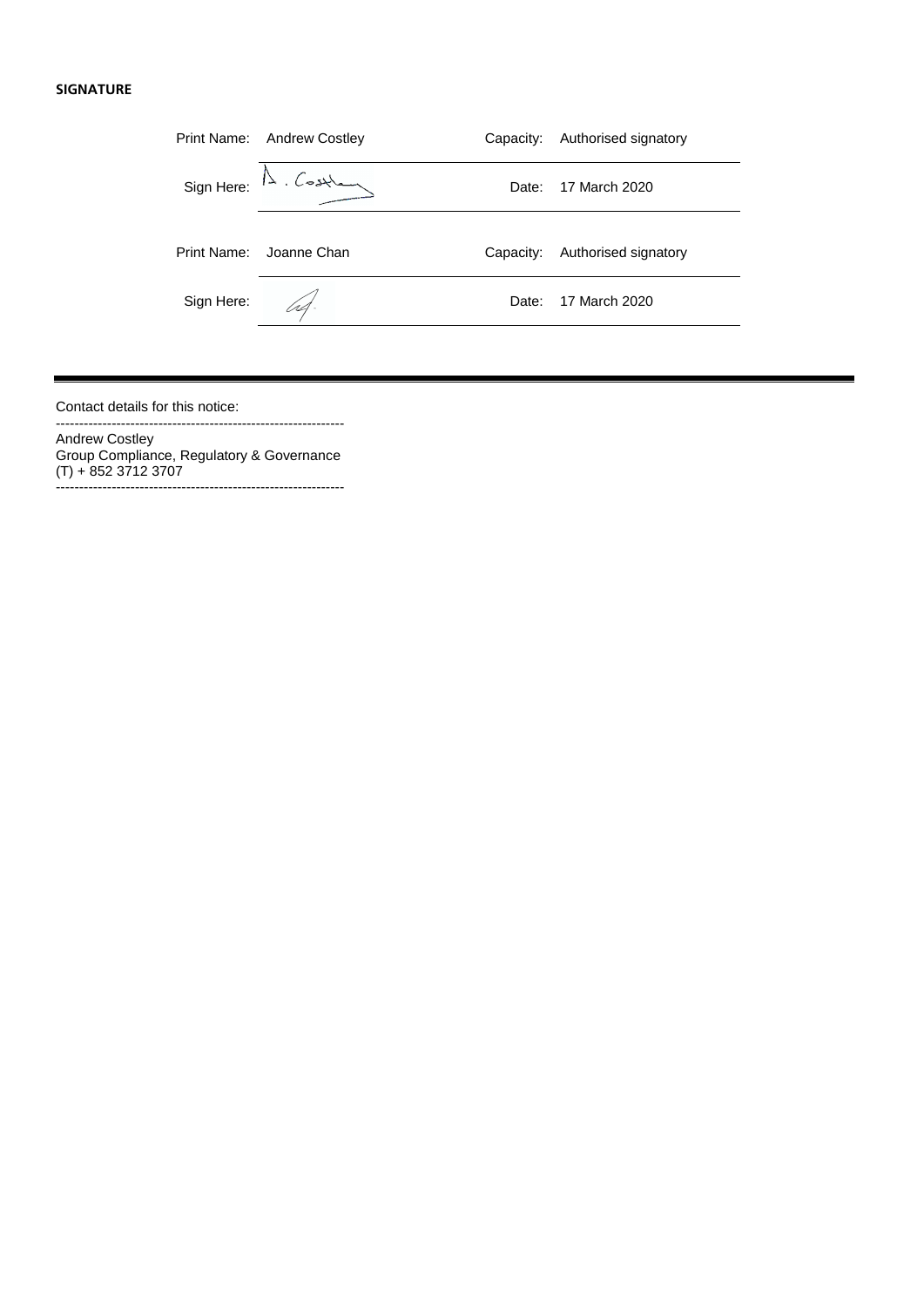**SIGNATURE**

| Print Name: | Andrew Costley | Capacity: | Authorised signatory |
|---|---|---|---|
| Sign Here: | A. Costley | Date: | 17 March 2020 |
| Print Name: | Joanne Chan | Capacity: | Authorised signatory |
| Sign Here: | | Date: | 17 March 2020 |

---

Contact details for this notice:

---

Andrew Costley
Group Compliance, Regulatory & Governance
(T) + 852 3712 3707

---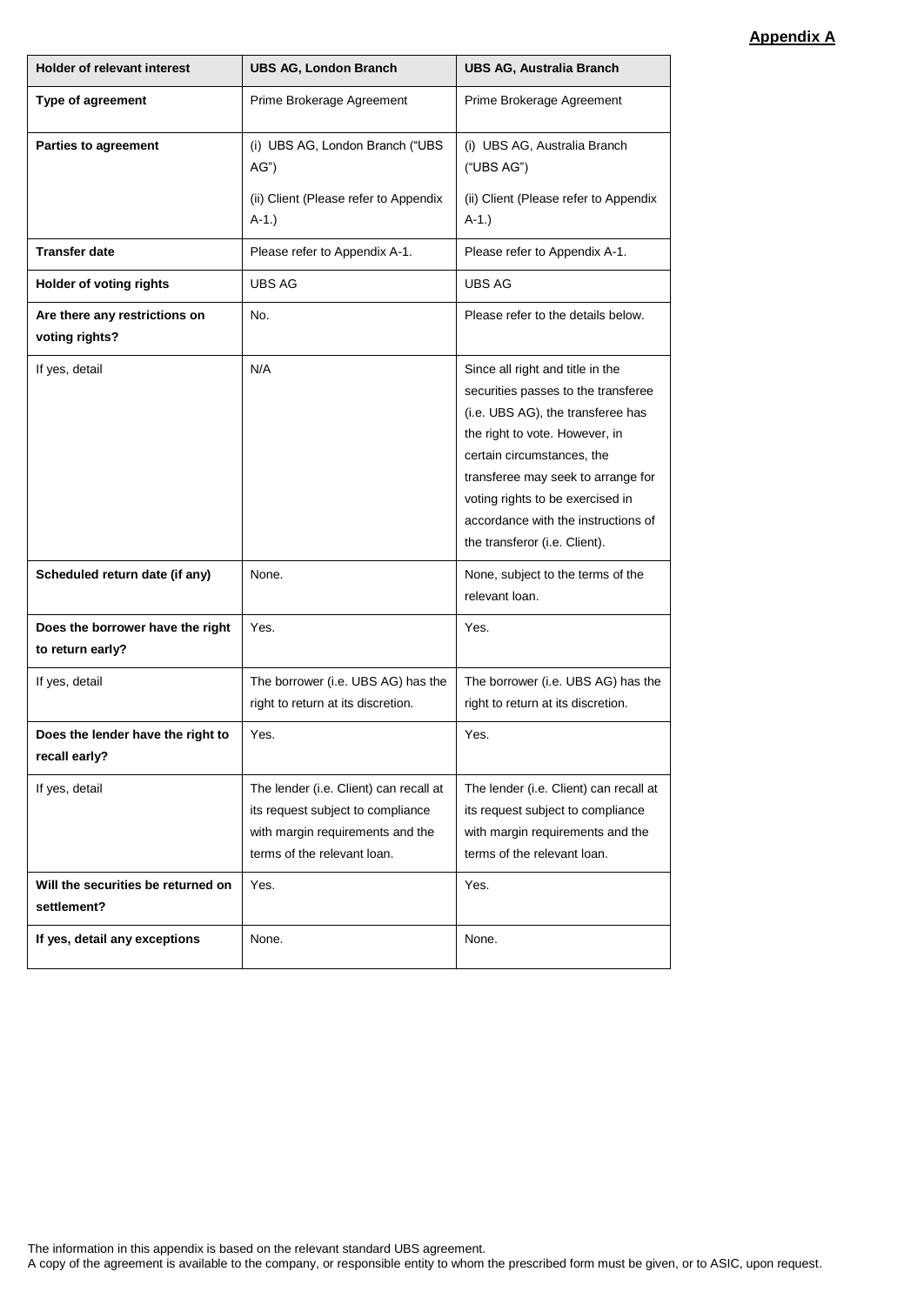**Appendix A**

| Holder of relevant interest | UBS AG, London Branch | UBS AG, Australia Branch |
|---|---|---|
| **Type of agreement** | Prime Brokerage Agreement | Prime Brokerage Agreement |
| **Parties to agreement** | (i) UBS AG, London Branch ("UBS AG")<br><br>(ii) Client (Please refer to Appendix A-1.) | (i) UBS AG, Australia Branch ("UBS AG")<br><br>(ii) Client (Please refer to Appendix A-1.) |
| **Transfer date** | Please refer to Appendix A-1. | Please refer to Appendix A-1. |
| **Holder of voting rights** | UBS AG | UBS AG |
| **Are there any restrictions on voting rights?** | No. | Please refer to the details below. |
| If yes, detail | N/A | Since all right and title in the securities passes to the transferee (i.e. UBS AG), the transferee has the right to vote. However, in certain circumstances, the transferee may seek to arrange for voting rights to be exercised in accordance with the instructions of the transferor (i.e. Client). |
| **Scheduled return date (if any)** | None. | None, subject to the terms of the relevant loan. |
| **Does the borrower have the right to return early?** | Yes. | Yes. |
| If yes, detail | The borrower (i.e. UBS AG) has the right to return at its discretion. | The borrower (i.e. UBS AG) has the right to return at its discretion. |
| **Does the lender have the right to recall early?** | Yes. | Yes. |
| If yes, detail | The lender (i.e. Client) can recall at its request subject to compliance with margin requirements and the terms of the relevant loan. | The lender (i.e. Client) can recall at its request subject to compliance with margin requirements and the terms of the relevant loan. |
| **Will the securities be returned on settlement?** | Yes. | Yes. |
| **If yes, detail any exceptions** | None. | None. |

The information in this appendix is based on the relevant standard UBS agreement.
A copy of the agreement is available to the company, or responsible entity to whom the prescribed form must be given, or to ASIC, upon request.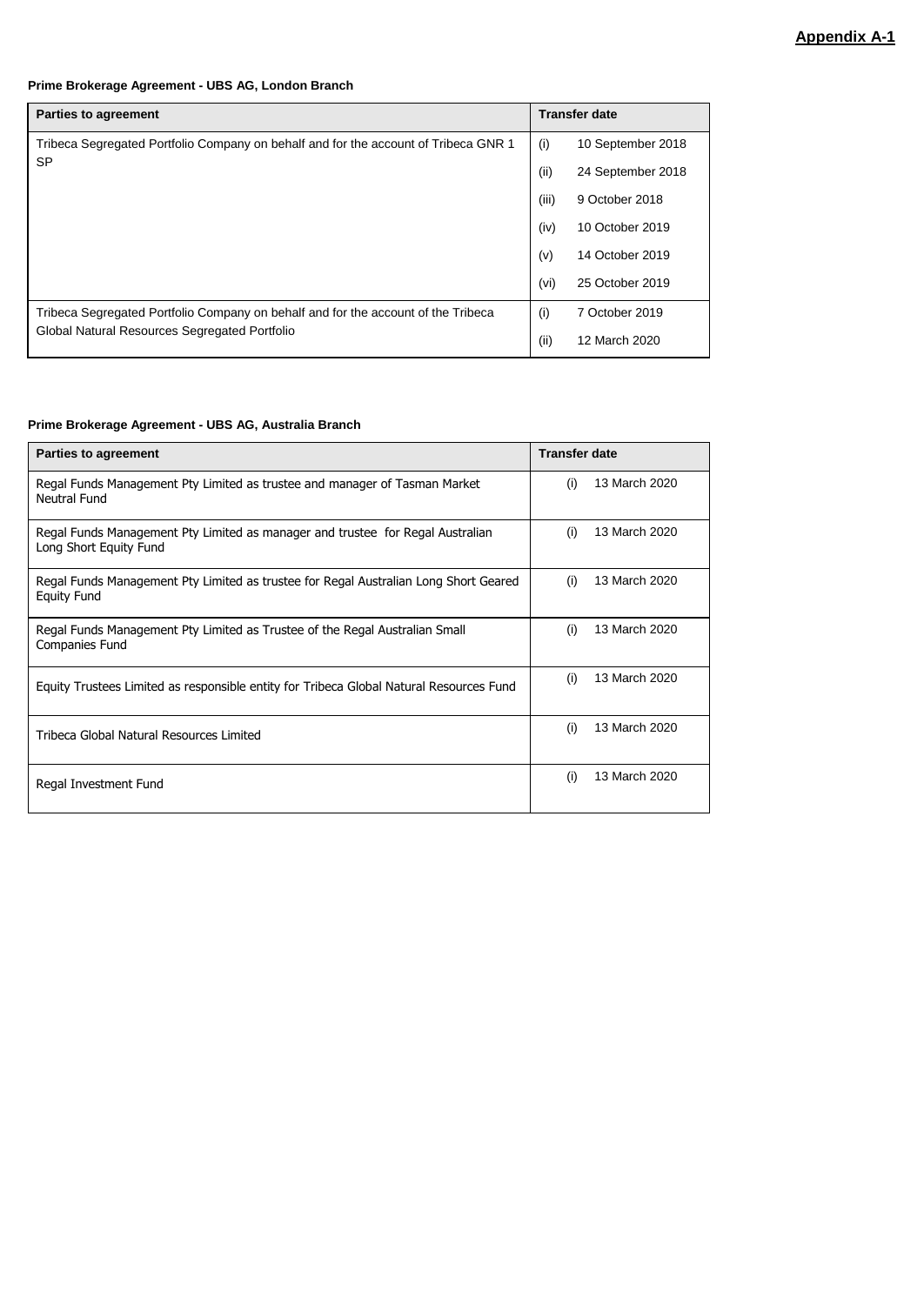**Appendix A-1**

**Prime Brokerage Agreement - UBS AG, London Branch**

| Parties to agreement | Transfer date |
|---|---|
| Tribeca Segregated Portfolio Company on behalf and for the account of Tribeca GNR 1 SP | (i) 10 September 2018<br>(ii) 24 September 2018<br>(iii) 9 October 2018<br>(iv) 10 October 2019<br>(v) 14 October 2019<br>(vi) 25 October 2019 |
| Tribeca Segregated Portfolio Company on behalf and for the account of the Tribeca Global Natural Resources Segregated Portfolio | (i) 7 October 2019<br>(ii) 12 March 2020 |

**Prime Brokerage Agreement - UBS AG, Australia Branch**

| Parties to agreement | Transfer date |
|---|---|
| Regal Funds Management Pty Limited as trustee and manager of Tasman Market Neutral Fund | (i) 13 March 2020 |
| Regal Funds Management Pty Limited as manager and trustee for Regal Australian Long Short Equity Fund | (i) 13 March 2020 |
| Regal Funds Management Pty Limited as trustee for Regal Australian Long Short Geared Equity Fund | (i) 13 March 2020 |
| Regal Funds Management Pty Limited as Trustee of the Regal Australian Small Companies Fund | (i) 13 March 2020 |
| Equity Trustees Limited as responsible entity for Tribeca Global Natural Resources Fund | (i) 13 March 2020 |
| Tribeca Global Natural Resources Limited | (i) 13 March 2020 |
| Regal Investment Fund | (i) 13 March 2020 |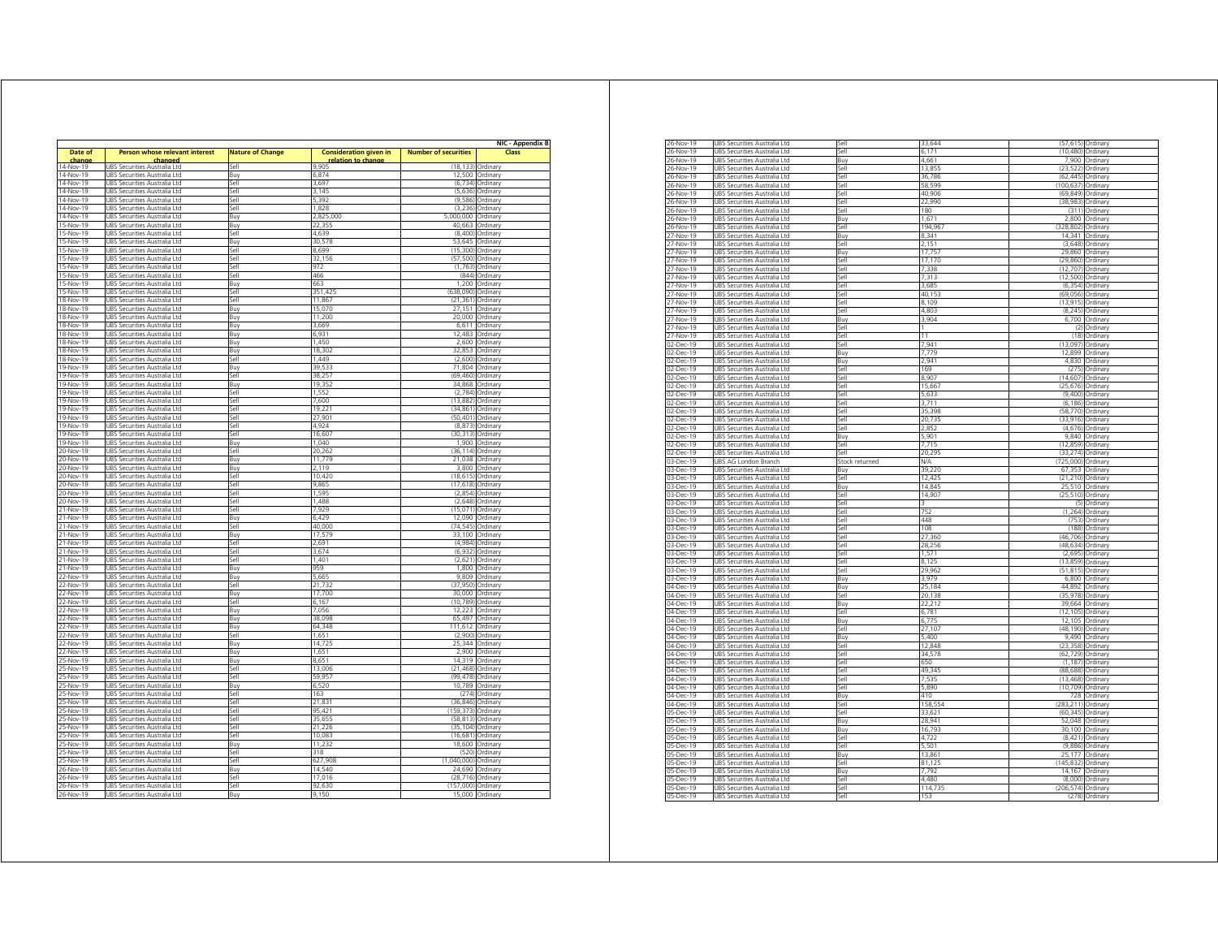NIC - Appendix B

| Date of change | Person whose relevant interest changed | Nature of Change | Consideration given in relation to change | Number of securities | Class |
|---|---|---|---|---|---|
| 14-Nov-19 | UBS Securities Australia Ltd | Sell | 9,905 | (18,133) | Ordinary |
| 14-Nov-19 | UBS Securities Australia Ltd | Buy | 6,874 | 12,500 | Ordinary |
| 14-Nov-19 | UBS Securities Australia Ltd | Sell | 3,697 | (6,734) | Ordinary |
| 14-Nov-19 | UBS Securities Australia Ltd | Sell | 3,145 | (5,636) | Ordinary |
| 14-Nov-19 | UBS Securities Australia Ltd | Sell | 5,392 | (9,586) | Ordinary |
| 14-Nov-19 | UBS Securities Australia Ltd | Sell | 1,828 | (3,236) | Ordinary |
| 14-Nov-19 | UBS Securities Australia Ltd | Buy | 2,825,000 | 5,000,000 | Ordinary |
| 15-Nov-19 | UBS Securities Australia Ltd | Buy | 22,355 | 40,663 | Ordinary |
| 15-Nov-19 | UBS Securities Australia Ltd | Sell | 4,639 | (8,400) | Ordinary |
| 15-Nov-19 | UBS Securities Australia Ltd | Buy | 30,578 | 53,645 | Ordinary |
| 15-Nov-19 | UBS Securities Australia Ltd | Sell | 8,699 | (15,300) | Ordinary |
| 15-Nov-19 | UBS Securities Australia Ltd | Sell | 32,156 | (57,500) | Ordinary |
| 15-Nov-19 | UBS Securities Australia Ltd | Sell | 972 | (1,763) | Ordinary |
| 15-Nov-19 | UBS Securities Australia Ltd | Sell | 466 | (844) | Ordinary |
| 15-Nov-19 | UBS Securities Australia Ltd | Buy | 663 | 1,200 | Ordinary |
| 15-Nov-19 | UBS Securities Australia Ltd | Sell | 351,425 | (638,090) | Ordinary |
| 18-Nov-19 | UBS Securities Australia Ltd | Sell | 11,867 | (21,361) | Ordinary |
| 18-Nov-19 | UBS Securities Australia Ltd | Buy | 15,070 | 27,151 | Ordinary |
| 18-Nov-19 | UBS Securities Australia Ltd | Buy | 11,200 | 20,000 | Ordinary |
| 18-Nov-19 | UBS Securities Australia Ltd | Buy | 3,669 | 6,611 | Ordinary |
| 18-Nov-19 | UBS Securities Australia Ltd | Buy | 6,931 | 12,483 | Ordinary |
| 18-Nov-19 | UBS Securities Australia Ltd | Buy | 1,450 | 2,600 | Ordinary |
| 18-Nov-19 | UBS Securities Australia Ltd | Buy | 18,302 | 32,853 | Ordinary |
| 18-Nov-19 | UBS Securities Australia Ltd | Sell | 1,449 | (2,600) | Ordinary |
| 19-Nov-19 | UBS Securities Australia Ltd | Buy | 39,533 | 71,804 | Ordinary |
| 19-Nov-19 | UBS Securities Australia Ltd | Sell | 38,257 | (69,460) | Ordinary |
| 19-Nov-19 | UBS Securities Australia Ltd | Buy | 19,352 | 34,868 | Ordinary |
| 19-Nov-19 | UBS Securities Australia Ltd | Sell | 1,552 | (2,784) | Ordinary |
| 19-Nov-19 | UBS Securities Australia Ltd | Sell | 7,600 | (13,882) | Ordinary |
| 19-Nov-19 | UBS Securities Australia Ltd | Sell | 19,221 | (34,861) | Ordinary |
| 19-Nov-19 | UBS Securities Australia Ltd | Sell | 27,901 | (50,401) | Ordinary |
| 19-Nov-19 | UBS Securities Australia Ltd | Sell | 4,924 | (8,873) | Ordinary |
| 19-Nov-19 | UBS Securities Australia Ltd | Sell | 16,607 | (30,313) | Ordinary |
| 19-Nov-19 | UBS Securities Australia Ltd | Buy | 1,040 | 1,900 | Ordinary |
| 20-Nov-19 | UBS Securities Australia Ltd | Sell | 20,262 | (36,114) | Ordinary |
| 20-Nov-19 | UBS Securities Australia Ltd | Buy | 11,779 | 21,038 | Ordinary |
| 20-Nov-19 | UBS Securities Australia Ltd | Buy | 2,119 | 3,800 | Ordinary |
| 20-Nov-19 | UBS Securities Australia Ltd | Sell | 10,420 | (18,615) | Ordinary |
| 20-Nov-19 | UBS Securities Australia Ltd | Sell | 9,865 | (17,618) | Ordinary |
| 20-Nov-19 | UBS Securities Australia Ltd | Sell | 1,595 | (2,854) | Ordinary |
| 20-Nov-19 | UBS Securities Australia Ltd | Sell | 1,488 | (2,648) | Ordinary |
| 21-Nov-19 | UBS Securities Australia Ltd | Sell | 7,929 | (15,071) | Ordinary |
| 21-Nov-19 | UBS Securities Australia Ltd | Buy | 6,429 | 12,090 | Ordinary |
| 21-Nov-19 | UBS Securities Australia Ltd | Sell | 40,000 | (74,545) | Ordinary |
| 21-Nov-19 | UBS Securities Australia Ltd | Buy | 17,579 | 33,100 | Ordinary |
| 21-Nov-19 | UBS Securities Australia Ltd | Sell | 2,691 | (4,984) | Ordinary |
| 21-Nov-19 | UBS Securities Australia Ltd | Sell | 3,674 | (6,932) | Ordinary |
| 21-Nov-19 | UBS Securities Australia Ltd | Sell | 1,401 | (2,621) | Ordinary |
| 21-Nov-19 | UBS Securities Australia Ltd | Buy | 959 | 1,800 | Ordinary |
| 22-Nov-19 | UBS Securities Australia Ltd | Buy | 5,665 | 9,809 | Ordinary |
| 22-Nov-19 | UBS Securities Australia Ltd | Sell | 21,732 | (37,950) | Ordinary |
| 22-Nov-19 | UBS Securities Australia Ltd | Buy | 17,700 | 30,000 | Ordinary |
| 22-Nov-19 | UBS Securities Australia Ltd | Sell | 6,167 | (10,789) | Ordinary |
| 22-Nov-19 | UBS Securities Australia Ltd | Buy | 7,056 | 12,223 | Ordinary |
| 22-Nov-19 | UBS Securities Australia Ltd | Buy | 38,098 | 65,497 | Ordinary |
| 22-Nov-19 | UBS Securities Australia Ltd | Buy | 64,348 | 111,612 | Ordinary |
| 22-Nov-19 | UBS Securities Australia Ltd | Sell | 1,651 | (2,900) | Ordinary |
| 22-Nov-19 | UBS Securities Australia Ltd | Buy | 14,725 | 25,344 | Ordinary |
| 22-Nov-19 | UBS Securities Australia Ltd | Buy | 1,651 | 2,900 | Ordinary |
| 25-Nov-19 | UBS Securities Australia Ltd | Buy | 8,651 | 14,319 | Ordinary |
| 25-Nov-19 | UBS Securities Australia Ltd | Sell | 13,006 | (21,468) | Ordinary |
| 25-Nov-19 | UBS Securities Australia Ltd | Sell | 59,957 | (99,478) | Ordinary |
| 25-Nov-19 | UBS Securities Australia Ltd | Buy | 6,520 | 10,789 | Ordinary |
| 25-Nov-19 | UBS Securities Australia Ltd | Sell | 163 | (274) | Ordinary |
| 25-Nov-19 | UBS Securities Australia Ltd | Sell | 21,831 | (36,846) | Ordinary |
| 25-Nov-19 | UBS Securities Australia Ltd | Sell | 95,421 | (159,373) | Ordinary |
| 25-Nov-19 | UBS Securities Australia Ltd | Sell | 35,655 | (58,813) | Ordinary |
| 25-Nov-19 | UBS Securities Australia Ltd | Sell | 21,226 | (35,104) | Ordinary |
| 25-Nov-19 | UBS Securities Australia Ltd | Sell | 10,083 | (16,681) | Ordinary |
| 25-Nov-19 | UBS Securities Australia Ltd | Buy | 11,232 | 18,600 | Ordinary |
| 25-Nov-19 | UBS Securities Australia Ltd | Sell | 318 | (520) | Ordinary |
| 25-Nov-19 | UBS Securities Australia Ltd | Sell | 627,908 | (1,040,000) | Ordinary |
| 26-Nov-19 | UBS Securities Australia Ltd | Buy | 14,540 | 24,690 | Ordinary |
| 26-Nov-19 | UBS Securities Australia Ltd | Sell | 17,016 | (28,716) | Ordinary |
| 26-Nov-19 | UBS Securities Australia Ltd | Sell | 92,630 | (157,000) | Ordinary |
| 26-Nov-19 | UBS Securities Australia Ltd | Buy | 9,150 | 15,000 | Ordinary |
| 26-Nov-19 | UBS Securities Australia Ltd | Sell | 33,644 | (57,615) | Ordinary |
| 26-Nov-19 | UBS Securities Australia Ltd | Sell | 6,171 | (10,480) | Ordinary |
| 26-Nov-19 | UBS Securities Australia Ltd | Buy | 4,661 | 7,900 | Ordinary |
| 26-Nov-19 | UBS Securities Australia Ltd | Sell | 13,855 | (23,522) | Ordinary |
| 26-Nov-19 | UBS Securities Australia Ltd | Sell | 36,786 | (62,445) | Ordinary |
| 26-Nov-19 | UBS Securities Australia Ltd | Sell | 58,599 | (100,637) | Ordinary |
| 26-Nov-19 | UBS Securities Australia Ltd | Sell | 40,906 | (69,849) | Ordinary |
| 26-Nov-19 | UBS Securities Australia Ltd | Sell | 22,990 | (38,983) | Ordinary |
| 26-Nov-19 | UBS Securities Australia Ltd | Sell | 180 | (311) | Ordinary |
| 26-Nov-19 | UBS Securities Australia Ltd | Buy | 1,671 | 2,800 | Ordinary |
| 26-Nov-19 | UBS Securities Australia Ltd | Sell | 194,967 | (328,802) | Ordinary |
| 27-Nov-19 | UBS Securities Australia Ltd | Buy | 8,341 | 14,341 | Ordinary |
| 27-Nov-19 | UBS Securities Australia Ltd | Sell | 2,151 | (3,648) | Ordinary |
| 27-Nov-19 | UBS Securities Australia Ltd | Buy | 17,757 | 29,860 | Ordinary |
| 27-Nov-19 | UBS Securities Australia Ltd | Sell | 17,170 | (29,860) | Ordinary |
| 27-Nov-19 | UBS Securities Australia Ltd | Sell | 7,338 | (12,707) | Ordinary |
| 27-Nov-19 | UBS Securities Australia Ltd | Sell | 7,313 | (12,500) | Ordinary |
| 27-Nov-19 | UBS Securities Australia Ltd | Sell | 3,685 | (6,354) | Ordinary |
| 27-Nov-19 | UBS Securities Australia Ltd | Sell | 40,153 | (69,056) | Ordinary |
| 27-Nov-19 | UBS Securities Australia Ltd | Sell | 8,109 | (13,915) | Ordinary |
| 27-Nov-19 | UBS Securities Australia Ltd | Sell | 4,803 | (8,245) | Ordinary |
| 27-Nov-19 | UBS Securities Australia Ltd | Buy | 3,904 | 6,700 | Ordinary |
| 27-Nov-19 | UBS Securities Australia Ltd | Sell | 1 | (2) | Ordinary |
| 27-Nov-19 | UBS Securities Australia Ltd | Sell | 11 | (18) | Ordinary |
| 02-Dec-19 | UBS Securities Australia Ltd | Sell | 7,941 | (13,097) | Ordinary |
| 02-Dec-19 | UBS Securities Australia Ltd | Buy | 7,779 | 12,899 | Ordinary |
| 02-Dec-19 | UBS Securities Australia Ltd | Buy | 2,941 | 4,830 | Ordinary |
| 02-Dec-19 | UBS Securities Australia Ltd | Sell | 169 | (275) | Ordinary |
| 02-Dec-19 | UBS Securities Australia Ltd | Sell | 8,907 | (14,607) | Ordinary |
| 02-Dec-19 | UBS Securities Australia Ltd | Sell | 15,667 | (25,676) | Ordinary |
| 02-Dec-19 | UBS Securities Australia Ltd | Sell | 5,633 | (9,400) | Ordinary |
| 02-Dec-19 | UBS Securities Australia Ltd | Sell | 3,711 | (6,186) | Ordinary |
| 02-Dec-19 | UBS Securities Australia Ltd | Sell | 35,398 | (58,770) | Ordinary |
| 02-Dec-19 | UBS Securities Australia Ltd | Sell | 20,735 | (33,916) | Ordinary |
| 02-Dec-19 | UBS Securities Australia Ltd | Sell | 2,852 | (4,676) | Ordinary |
| 02-Dec-19 | UBS Securities Australia Ltd | Buy | 5,901 | 9,840 | Ordinary |
| 02-Dec-19 | UBS Securities Australia Ltd | Sell | 7,715 | (12,859) | Ordinary |
| 02-Dec-19 | UBS Securities Australia Ltd | Sell | 20,295 | (33,274) | Ordinary |
| 03-Dec-19 | UBS AG London Branch | Stock returned | N/A | (725,000) | Ordinary |
| 03-Dec-19 | UBS Securities Australia Ltd | Buy | 39,220 | 67,353 | Ordinary |
| 03-Dec-19 | UBS Securities Australia Ltd | Sell | 12,425 | (21,210) | Ordinary |
| 03-Dec-19 | UBS Securities Australia Ltd | Buy | 14,845 | 25,510 | Ordinary |
| 03-Dec-19 | UBS Securities Australia Ltd | Sell | 14,907 | (25,510) | Ordinary |
| 03-Dec-19 | UBS Securities Australia Ltd | Sell | 3 | (5) | Ordinary |
| 03-Dec-19 | UBS Securities Australia Ltd | Sell | 752 | (1,264) | Ordinary |
| 03-Dec-19 | UBS Securities Australia Ltd | Sell | 448 | (753) | Ordinary |
| 03-Dec-19 | UBS Securities Australia Ltd | Sell | 108 | (188) | Ordinary |
| 03-Dec-19 | UBS Securities Australia Ltd | Sell | 27,360 | (46,706) | Ordinary |
| 03-Dec-19 | UBS Securities Australia Ltd | Sell | 28,256 | (48,634) | Ordinary |
| 03-Dec-19 | UBS Securities Australia Ltd | Sell | 1,571 | (2,695) | Ordinary |
| 03-Dec-19 | UBS Securities Australia Ltd | Sell | 8,125 | (13,859) | Ordinary |
| 03-Dec-19 | UBS Securities Australia Ltd | Sell | 29,962 | (51,815) | Ordinary |
| 03-Dec-19 | UBS Securities Australia Ltd | Buy | 3,979 | 6,800 | Ordinary |
| 04-Dec-19 | UBS Securities Australia Ltd | Buy | 25,184 | 44,892 | Ordinary |
| 04-Dec-19 | UBS Securities Australia Ltd | Sell | 20,138 | (35,978) | Ordinary |
| 04-Dec-19 | UBS Securities Australia Ltd | Buy | 22,212 | 39,664 | Ordinary |
| 04-Dec-19 | UBS Securities Australia Ltd | Sell | 6,781 | (12,105) | Ordinary |
| 04-Dec-19 | UBS Securities Australia Ltd | Buy | 6,775 | 12,105 | Ordinary |
| 04-Dec-19 | UBS Securities Australia Ltd | Sell | 27,107 | (48,190) | Ordinary |
| 04-Dec-19 | UBS Securities Australia Ltd | Buy | 5,400 | 9,490 | Ordinary |
| 04-Dec-19 | UBS Securities Australia Ltd | Sell | 12,848 | (23,358) | Ordinary |
| 04-Dec-19 | UBS Securities Australia Ltd | Sell | 34,578 | (62,729) | Ordinary |
| 04-Dec-19 | UBS Securities Australia Ltd | Sell | 650 | (1,187) | Ordinary |
| 04-Dec-19 | UBS Securities Australia Ltd | Sell | 49,345 | (88,688) | Ordinary |
| 04-Dec-19 | UBS Securities Australia Ltd | Sell | 7,535 | (13,468) | Ordinary |
| 04-Dec-19 | UBS Securities Australia Ltd | Sell | 5,890 | (10,709) | Ordinary |
| 04-Dec-19 | UBS Securities Australia Ltd | Buy | 410 | 728 | Ordinary |
| 04-Dec-19 | UBS Securities Australia Ltd | Sell | 158,554 | (283,211) | Ordinary |
| 05-Dec-19 | UBS Securities Australia Ltd | Sell | 33,621 | (60,345) | Ordinary |
| 05-Dec-19 | UBS Securities Australia Ltd | Buy | 28,941 | 52,048 | Ordinary |
| 05-Dec-19 | UBS Securities Australia Ltd | Buy | 16,793 | 30,100 | Ordinary |
| 05-Dec-19 | UBS Securities Australia Ltd | Sell | 4,722 | (8,421) | Ordinary |
| 05-Dec-19 | UBS Securities Australia Ltd | Sell | 5,501 | (9,886) | Ordinary |
| 05-Dec-19 | UBS Securities Australia Ltd | Buy | 13,861 | 25,177 | Ordinary |
| 05-Dec-19 | UBS Securities Australia Ltd | Sell | 81,125 | (145,832) | Ordinary |
| 05-Dec-19 | UBS Securities Australia Ltd | Buy | 7,792 | 14,167 | Ordinary |
| 05-Dec-19 | UBS Securities Australia Ltd | Sell | 4,480 | (8,000) | Ordinary |
| 05-Dec-19 | UBS Securities Australia Ltd | Sell | 114,735 | (206,574) | Ordinary |
| 05-Dec-19 | UBS Securities Australia Ltd | Sell | 153 | (278) | Ordinary |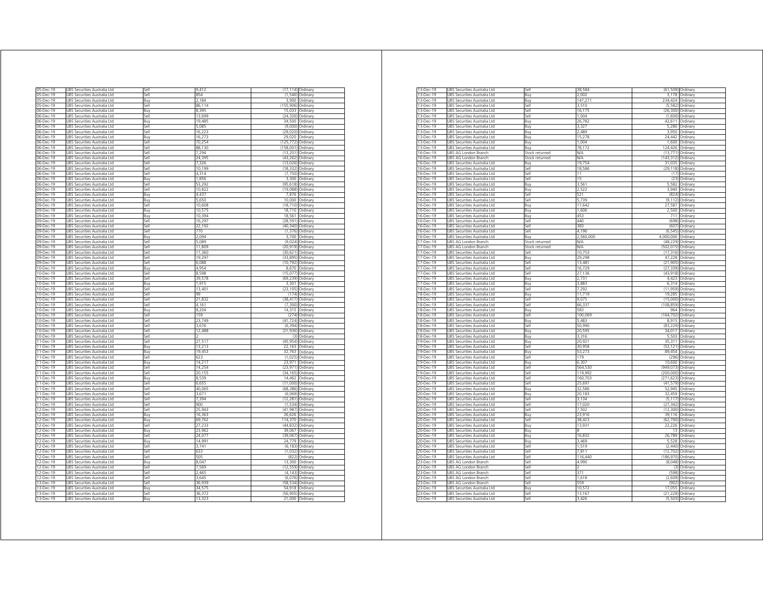| | | | | | |
|---|---|---|---|---|---|
| 05-Dec-19 | UBS Securities Australia Ltd | Sell | 9,412 | (17,114) | Ordinary |
| 05-Dec-19 | UBS Securities Australia Ltd | Sell | 854 | (1,546) | Ordinary |
| 05-Dec-19 | UBS Securities Australia Ltd | Buy | 2,184 | 3,900 | Ordinary |
| 05-Dec-19 | UBS Securities Australia Ltd | Sell | 86,114 | (155,906) | Ordinary |
| 06-Dec-19 | UBS Securities Australia Ltd | Buy | 8,395 | 15,033 | Ordinary |
| 06-Dec-19 | UBS Securities Australia Ltd | Sell | 13,699 | (24,326) | Ordinary |
| 06-Dec-19 | UBS Securities Australia Ltd | Buy | 19,485 | 34,500 | Ordinary |
| 06-Dec-19 | UBS Securities Australia Ltd | Sell | 5,085 | (9,000) | Ordinary |
| 06-Dec-19 | UBS Securities Australia Ltd | Sell | 16,223 | (29,020) | Ordinary |
| 06-Dec-19 | UBS Securities Australia Ltd | Buy | 16,273 | 29,020 | Ordinary |
| 06-Dec-19 | UBS Securities Australia Ltd | Sell | 70,254 | (125,772) | Ordinary |
| 06-Dec-19 | UBS Securities Australia Ltd | Sell | 88,130 | (158,001) | Ordinary |
| 06-Dec-19 | UBS Securities Australia Ltd | Sell | 7,294 | (13,201) | Ordinary |
| 06-Dec-19 | UBS Securities Australia Ltd | Sell | 24,395 | (43,262) | Ordinary |
| 06-Dec-19 | UBS Securities Australia Ltd | Sell | 7,326 | (13,026) | Ordinary |
| 06-Dec-19 | UBS Securities Australia Ltd | Sell | 10,199 | (18,332) | Ordinary |
| 06-Dec-19 | UBS Securities Australia Ltd | Sell | 4,314 | (7,750) | Ordinary |
| 06-Dec-19 | UBS Securities Australia Ltd | Buy | 1,856 | 3,300 | Ordinary |
| 06-Dec-19 | UBS Securities Australia Ltd | Sell | 53,292 | (95,618) | Ordinary |
| 09-Dec-19 | UBS Securities Australia Ltd | Sell | 10,822 | (19,088) | Ordinary |
| 09-Dec-19 | UBS Securities Australia Ltd | Buy | 4,437 | 7,876 | Ordinary |
| 09-Dec-19 | UBS Securities Australia Ltd | Buy | 5,650 | 10,000 | Ordinary |
| 09-Dec-19 | UBS Securities Australia Ltd | Sell | 10,608 | (18,710) | Ordinary |
| 09-Dec-19 | UBS Securities Australia Ltd | Buy | 10,575 | 18,710 | Ordinary |
| 09-Dec-19 | UBS Securities Australia Ltd | Buy | 10,394 | 18,561 | Ordinary |
| 09-Dec-19 | UBS Securities Australia Ltd | Sell | 16,297 | (28,591) | Ordinary |
| 09-Dec-19 | UBS Securities Australia Ltd | Sell | 22,192 | (40,340) | Ordinary |
| 09-Dec-19 | UBS Securities Australia Ltd | Sell | 770 | (1,376) | Ordinary |
| 09-Dec-19 | UBS Securities Australia Ltd | Buy | 2,094 | 3,700 | Ordinary |
| 09-Dec-19 | UBS Securities Australia Ltd | Sell | 5,089 | (9,024) | Ordinary |
| 09-Dec-19 | UBS Securities Australia Ltd | Sell | 11,809 | (20,919) | Ordinary |
| 09-Dec-19 | UBS Securities Australia Ltd | Sell | 17,360 | (30,621) | Ordinary |
| 09-Dec-19 | UBS Securities Australia Ltd | Sell | 19,297 | (33,895) | Ordinary |
| 09-Dec-19 | UBS Securities Australia Ltd | Sell | 6,088 | (10,792) | Ordinary |
| 10-Dec-19 | UBS Securities Australia Ltd | Buy | 4,954 | 8,670 | Ordinary |
| 10-Dec-19 | UBS Securities Australia Ltd | Sell | 8,598 | (15,077) | Ordinary |
| 10-Dec-19 | UBS Securities Australia Ltd | Sell | 39,578 | (69,239) | Ordinary |
| 10-Dec-19 | UBS Securities Australia Ltd | Buy | 1,915 | 3,301 | Ordinary |
| 10-Dec-19 | UBS Securities Australia Ltd | Sell | 13,401 | (23,105) | Ordinary |
| 10-Dec-19 | UBS Securities Australia Ltd | Sell | 99 | (174) | Ordinary |
| 10-Dec-19 | UBS Securities Australia Ltd | Sell | 21,832 | (38,417) | Ordinary |
| 10-Dec-19 | UBS Securities Australia Ltd | Sell | 4,161 | (7,300) | Ordinary |
| 10-Dec-19 | UBS Securities Australia Ltd | Buy | 8,204 | 14,315 | Ordinary |
| 10-Dec-19 | UBS Securities Australia Ltd | Sell | 159 | (274) | Ordinary |
| 10-Dec-19 | UBS Securities Australia Ltd | Sell | 23,749 | (41,724) | Ordinary |
| 10-Dec-19 | UBS Securities Australia Ltd | Sell | 3,676 | (6,394) | Ordinary |
| 10-Dec-19 | UBS Securities Australia Ltd | Sell | 12,488 | (21,936) | Ordinary |
| 10-Dec-19 | UBS Securities Australia Ltd | Sell | 2 | (3) | Ordinary |
| 11-Dec-19 | UBS Securities Australia Ltd | Sell | 27,517 | (45,954) | Ordinary |
| 11-Dec-19 | UBS Securities Australia Ltd | Buy | 13,213 | 22,163 | Ordinary |
| 11-Dec-19 | UBS Securities Australia Ltd | Buy | 19,453 | 32,763 | Ordinary |
| 11-Dec-19 | UBS Securities Australia Ltd | Sell | 623 | (1,025) | Ordinary |
| 11-Dec-19 | UBS Securities Australia Ltd | Buy | 14,217 | 23,971 | Ordinary |
| 11-Dec-19 | UBS Securities Australia Ltd | Sell | 14,254 | (23,971) | Ordinary |
| 11-Dec-19 | UBS Securities Australia Ltd | Sell | 20,155 | (34,165) | Ordinary |
| 11-Dec-19 | UBS Securities Australia Ltd | Buy | 8,539 | 14,462 | Ordinary |
| 11-Dec-19 | UBS Securities Australia Ltd | Sell | 6,655 | (11,000) | Ordinary |
| 11-Dec-19 | UBS Securities Australia Ltd | Sell | 40,065 | (68,386) | Ordinary |
| 11-Dec-19 | UBS Securities Australia Ltd | Sell | 3,671 | (6,069) | Ordinary |
| 11-Dec-19 | UBS Securities Australia Ltd | Sell | 7,394 | (12,281) | Ordinary |
| 11-Dec-19 | UBS Securities Australia Ltd | Sell | 900 | (1,534) | Ordinary |
| 12-Dec-19 | UBS Securities Australia Ltd | Sell | 25,943 | (41,987) | Ordinary |
| 12-Dec-19 | UBS Securities Australia Ltd | Buy | 16,363 | 26,626 | Ordinary |
| 12-Dec-19 | UBS Securities Australia Ltd | Buy | 69,762 | 114,370 | Ordinary |
| 12-Dec-19 | UBS Securities Australia Ltd | Sell | 27,233 | (44,832) | Ordinary |
| 12-Dec-19 | UBS Securities Australia Ltd | Buy | 23,962 | 39,067 | Ordinary |
| 12-Dec-19 | UBS Securities Australia Ltd | Sell | 24,077 | (39,067) | Ordinary |
| 12-Dec-19 | UBS Securities Australia Ltd | Buy | 14,991 | 24,779 | Ordinary |
| 12-Dec-19 | UBS Securities Australia Ltd | Sell | 3,741 | (6,183) | Ordinary |
| 12-Dec-19 | UBS Securities Australia Ltd | Sell | 633 | (1,032) | Ordinary |
| 12-Dec-19 | UBS Securities Australia Ltd | Sell | 505 | (822) | Ordinary |
| 12-Dec-19 | UBS Securities Australia Ltd | Buy | 8,047 | 13,300 | Ordinary |
| 12-Dec-19 | UBS Securities Australia Ltd | Sell | 7,569 | (12,559) | Ordinary |
| 12-Dec-19 | UBS Securities Australia Ltd | Sell | 2,465 | (4,143) | Ordinary |
| 12-Dec-19 | UBS Securities Australia Ltd | Sell | 3,645 | (6,076) | Ordinary |
| 13-Dec-19 | UBS Securities Australia Ltd | Sell | 36,939 | (58,534) | Ordinary |
| 13-Dec-19 | UBS Securities Australia Ltd | Buy | 34,575 | 54,918 | Ordinary |
| 13-Dec-19 | UBS Securities Australia Ltd | Sell | 36,372 | (56,905) | Ordinary |
| 13-Dec-19 | UBS Securities Australia Ltd | Buy | 13,323 | 21,000 | Ordinary |
| 13-Dec-19 | UBS Securities Australia Ltd | Sell | 38,584 | (61,509) | Ordinary |
| 13-Dec-19 | UBS Securities Australia Ltd | Buy | 2,002 | 3,178 | Ordinary |
| 13-Dec-19 | UBS Securities Australia Ltd | Buy | 147,271 | 234,424 | Ordinary |
| 13-Dec-19 | UBS Securities Australia Ltd | Sell | 3,510 | (5,582) | Ordinary |
| 13-Dec-19 | UBS Securities Australia Ltd | Sell | 16,175 | (26,300) | Ordinary |
| 13-Dec-19 | UBS Securities Australia Ltd | Sell | 1,004 | (1,600) | Ordinary |
| 13-Dec-19 | UBS Securities Australia Ltd | Buy | 26,782 | 42,611 | Ordinary |
| 13-Dec-19 | UBS Securities Australia Ltd | Buy | 3,327 | 5,280 | Ordinary |
| 13-Dec-19 | UBS Securities Australia Ltd | Buy | 2,489 | 3,950 | Ordinary |
| 13-Dec-19 | UBS Securities Australia Ltd | Buy | 15,278 | 24,442 | Ordinary |
| 13-Dec-19 | UBS Securities Australia Ltd | Buy | 1,004 | 1,600 | Ordinary |
| 13-Dec-19 | UBS Securities Australia Ltd | Buy | 78,172 | 124,426 | Ordinary |
| 16-Dec-19 | UBS AG London Branch | Stock returned | N/A | (13,771) | Ordinary |
| 16-Dec-19 | UBS AG London Branch | Stock returned | N/A | (143,312) | Ordinary |
| 16-Dec-19 | UBS Securities Australia Ltd | Buy | 19,754 | 31,035 | Ordinary |
| 16-Dec-19 | UBS Securities Australia Ltd | Sell | 18,586 | (29,118) | Ordinary |
| 16-Dec-19 | UBS Securities Australia Ltd | Sell | 11 | (17) | Ordinary |
| 16-Dec-19 | UBS Securities Australia Ltd | Sell | 15 | (23) | Ordinary |
| 16-Dec-19 | UBS Securities Australia Ltd | Buy | 3,561 | 5,582 | Ordinary |
| 16-Dec-19 | UBS Securities Australia Ltd | Buy | 2,522 | 3,940 | Ordinary |
| 16-Dec-19 | UBS Securities Australia Ltd | Sell | 521 | (824) | Ordinary |
| 16-Dec-19 | UBS Securities Australia Ltd | Sell | 5,739 | (9,112) | Ordinary |
| 16-Dec-19 | UBS Securities Australia Ltd | Buy | 17,642 | 27,587 | Ordinary |
| 16-Dec-19 | UBS Securities Australia Ltd | Buy | 1,606 | 2,500 | Ordinary |
| 16-Dec-19 | UBS Securities Australia Ltd | Buy | 453 | 711 | Ordinary |
| 16-Dec-19 | UBS Securities Australia Ltd | Sell | 440 | (698) | Ordinary |
| 16-Dec-19 | UBS Securities Australia Ltd | Sell | 383 | (607) | Ordinary |
| 16-Dec-19 | UBS Securities Australia Ltd | Sell | 4,196 | (6,545) | Ordinary |
| 16-Dec-19 | UBS Securities Australia Ltd | Buy | 2,560,000 | 4,000,000 | Ordinary |
| 17-Dec-19 | UBS AG London Branch | Stock returned | N/A | (48,229) | Ordinary |
| 17-Dec-19 | UBS AG London Branch | Stock returned | N/A | (502,015) | Ordinary |
| 17-Dec-19 | UBS Securities Australia Ltd | Sell | 10,753 | (17,316) | Ordinary |
| 17-Dec-19 | UBS Securities Australia Ltd | Buy | 29,298 | 47,228 | Ordinary |
| 17-Dec-19 | UBS Securities Australia Ltd | Sell | 13,481 | (21,905) | Ordinary |
| 17-Dec-19 | UBS Securities Australia Ltd | Sell | 16,729 | (27,339) | Ordinary |
| 17-Dec-19 | UBS Securities Australia Ltd | Sell | 27,136 | (43,918) | Ordinary |
| 17-Dec-19 | UBS Securities Australia Ltd | Buy | 2,731 | 4,423 | Ordinary |
| 17-Dec-19 | UBS Securities Australia Ltd | Buy | 3,883 | 6,314 | Ordinary |
| 18-Dec-19 | UBS Securities Australia Ltd | Sell | 7,292 | (11,959) | Ordinary |
| 18-Dec-19 | UBS Securities Australia Ltd | Buy | 11,719 | 19,285 | Ordinary |
| 18-Dec-19 | UBS Securities Australia Ltd | Sell | 9,075 | (15,000) | Ordinary |
| 18-Dec-19 | UBS Securities Australia Ltd | Sell | 66,337 | (108,859) | Ordinary |
| 18-Dec-19 | UBS Securities Australia Ltd | Buy | 583 | 964 | Ordinary |
| 18-Dec-19 | UBS Securities Australia Ltd | Sell | 100,069 | (164,702) | Ordinary |
| 18-Dec-19 | UBS Securities Australia Ltd | Buy | 5,483 | 8,915 | Ordinary |
| 18-Dec-19 | UBS Securities Australia Ltd | Sell | 50,990 | (83,229) | Ordinary |
| 18-Dec-19 | UBS Securities Australia Ltd | Buy | 20,595 | 34,017 | Ordinary |
| 18-Dec-19 | UBS Securities Australia Ltd | Buy | 3,316 | 5,503 | Ordinary |
| 19-Dec-19 | UBS Securities Australia Ltd | Buy | 20,921 | 35,311 | Ordinary |
| 19-Dec-19 | UBS Securities Australia Ltd | Sell | 30,958 | (52,121) | Ordinary |
| 19-Dec-19 | UBS Securities Australia Ltd | Buy | 53,273 | 89,454 | Ordinary |
| 19-Dec-19 | UBS Securities Australia Ltd | Sell | 179 | (296) | Ordinary |
| 19-Dec-19 | UBS Securities Australia Ltd | Buy | 6,307 | 10,600 | Ordinary |
| 19-Dec-19 | UBS Securities Australia Ltd | Sell | 564,530 | (949,073) | Ordinary |
| 19-Dec-19 | UBS Securities Australia Ltd | Sell | 119,992 | (200,000) | Ordinary |
| 19-Dec-19 | UBS Securities Australia Ltd | Sell | 160,703 | (271,623) | Ordinary |
| 20-Dec-19 | UBS Securities Australia Ltd | Sell | 25,697 | (41,579) | Ordinary |
| 20-Dec-19 | UBS Securities Australia Ltd | Buy | 32,586 | 52,945 | Ordinary |
| 20-Dec-19 | UBS Securities Australia Ltd | Buy | 20,183 | 32,459 | Ordinary |
| 20-Dec-19 | UBS Securities Australia Ltd | Sell | 3,134 | (5,117) | Ordinary |
| 20-Dec-19 | UBS Securities Australia Ltd | Sell | 17,020 | (27,342) | Ordinary |
| 20-Dec-19 | UBS Securities Australia Ltd | Sell | 7,502 | (12,300) | Ordinary |
| 20-Dec-19 | UBS Securities Australia Ltd | Buy | 23,916 | 39,116 | Ordinary |
| 20-Dec-19 | UBS Securities Australia Ltd | Sell | 38,423 | (62,700) | Ordinary |
| 20-Dec-19 | UBS Securities Australia Ltd | Buy | 13,931 | 22,226 | Ordinary |
| 20-Dec-19 | UBS Securities Australia Ltd | Buy | 8 | 13 | Ordinary |
| 20-Dec-19 | UBS Securities Australia Ltd | Buy | 16,832 | 26,789 | Ordinary |
| 20-Dec-19 | UBS Securities Australia Ltd | Buy | 3,469 | 5,528 | Ordinary |
| 20-Dec-19 | UBS Securities Australia Ltd | Sell | 1,519 | (2,440) | Ordinary |
| 20-Dec-19 | UBS Securities Australia Ltd | Sell | 7,811 | (12,702) | Ordinary |
| 20-Dec-19 | UBS Securities Australia Ltd | Sell | 116,440 | (186,970) | Ordinary |
| 23-Dec-19 | UBS AG London Branch | Sell | 4,990 | (8,048) | Ordinary |
| 23-Dec-19 | UBS AG London Branch | Sell | 2 | (3) | Ordinary |
| 23-Dec-19 | UBS AG London Branch | Sell | 371 | (598) | Ordinary |
| 23-Dec-19 | UBS AG London Branch | Sell | 1,618 | (2,609) | Ordinary |
| 23-Dec-19 | UBS AG London Branch | Sell | 559 | (902) | Ordinary |
| 23-Dec-19 | UBS Securities Australia Ltd | Buy | 10,572 | 17,055 | Ordinary |
| 23-Dec-19 | UBS Securities Australia Ltd | Sell | 13,167 | (21,228) | Ordinary |
| 23-Dec-19 | UBS Securities Australia Ltd | Sell | 3,426 | (5,503) | Ordinary |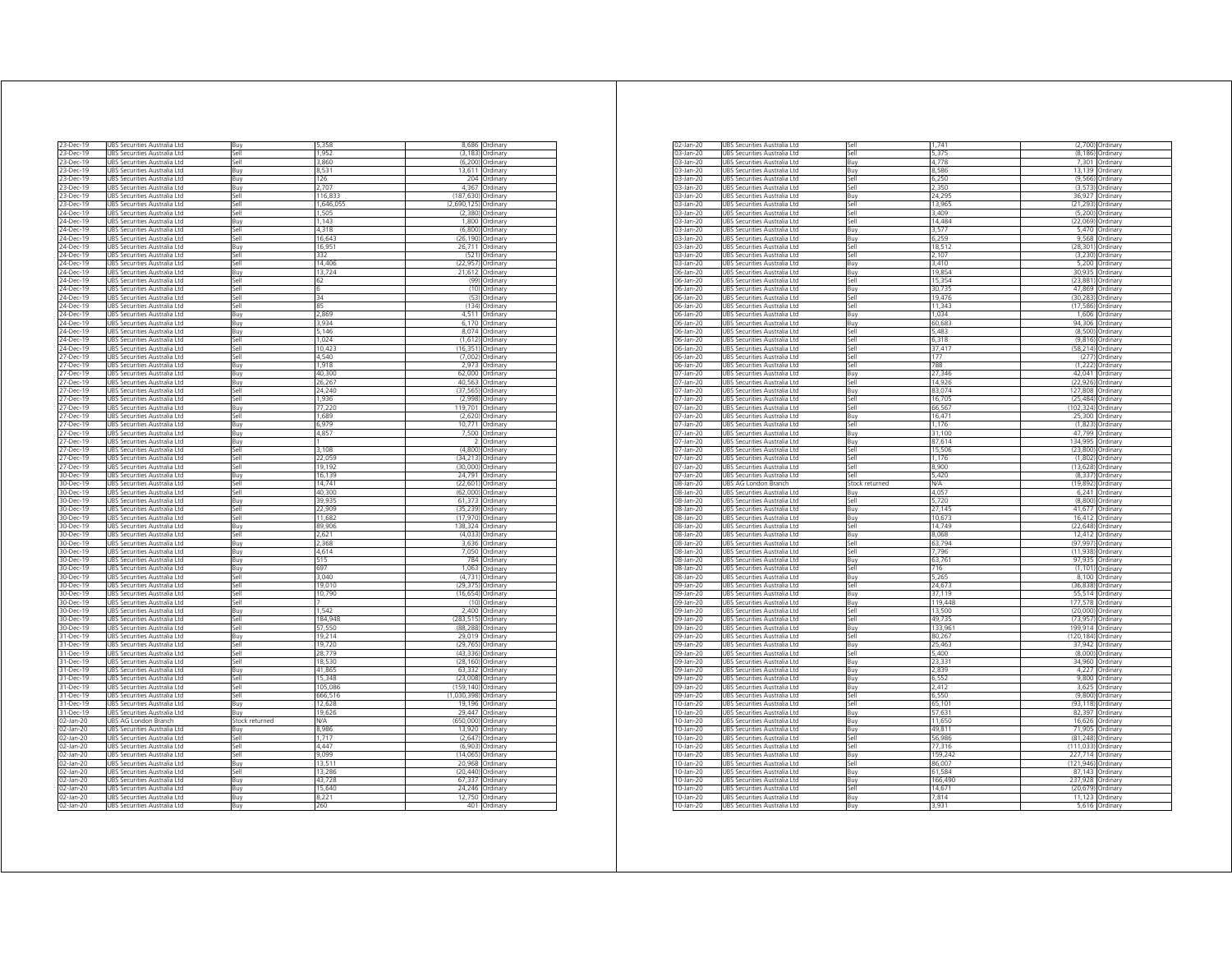| | | | | | |
|---|---|---|---|---|---|
| 23-Dec-19 | UBS Securities Australia Ltd | Buy | 5,358 | 8,686 | Ordinary |
| 23-Dec-19 | UBS Securities Australia Ltd | Sell | 1,952 | (3,183) | Ordinary |
| 23-Dec-19 | UBS Securities Australia Ltd | Sell | 3,860 | (6,200) | Ordinary |
| 23-Dec-19 | UBS Securities Australia Ltd | Buy | 8,531 | 13,611 | Ordinary |
| 23-Dec-19 | UBS Securities Australia Ltd | Buy | 126 | 204 | Ordinary |
| 23-Dec-19 | UBS Securities Australia Ltd | Buy | 2,707 | 4,367 | Ordinary |
| 23-Dec-19 | UBS Securities Australia Ltd | Sell | 116,833 | (187,630) | Ordinary |
| 23-Dec-19 | UBS Securities Australia Ltd | Sell | 1,646,055 | (2,690,125) | Ordinary |
| 24-Dec-19 | UBS Securities Australia Ltd | Sell | 1,505 | (2,380) | Ordinary |
| 24-Dec-19 | UBS Securities Australia Ltd | Buy | 1,143 | 1,800 | Ordinary |
| 24-Dec-19 | UBS Securities Australia Ltd | Sell | 4,318 | (6,800) | Ordinary |
| 24-Dec-19 | UBS Securities Australia Ltd | Sell | 16,643 | (26,190) | Ordinary |
| 24-Dec-19 | UBS Securities Australia Ltd | Buy | 16,951 | 26,711 | Ordinary |
| 24-Dec-19 | UBS Securities Australia Ltd | Sell | 332 | (521) | Ordinary |
| 24-Dec-19 | UBS Securities Australia Ltd | Sell | 14,406 | (22,957) | Ordinary |
| 24-Dec-19 | UBS Securities Australia Ltd | Buy | 13,724 | 21,612 | Ordinary |
| 24-Dec-19 | UBS Securities Australia Ltd | Sell | 62 | (99) | Ordinary |
| 24-Dec-19 | UBS Securities Australia Ltd | Sell | 6 | (10) | Ordinary |
| 24-Dec-19 | UBS Securities Australia Ltd | Sell | 34 | (53) | Ordinary |
| 24-Dec-19 | UBS Securities Australia Ltd | Sell | 85 | (134) | Ordinary |
| 24-Dec-19 | UBS Securities Australia Ltd | Buy | 2,869 | 4,511 | Ordinary |
| 24-Dec-19 | UBS Securities Australia Ltd | Buy | 3,934 | 6,170 | Ordinary |
| 24-Dec-19 | UBS Securities Australia Ltd | Buy | 5,146 | 8,074 | Ordinary |
| 24-Dec-19 | UBS Securities Australia Ltd | Sell | 1,024 | (1,612) | Ordinary |
| 24-Dec-19 | UBS Securities Australia Ltd | Sell | 10,423 | (16,351) | Ordinary |
| 27-Dec-19 | UBS Securities Australia Ltd | Sell | 4,540 | (7,002) | Ordinary |
| 27-Dec-19 | UBS Securities Australia Ltd | Buy | 1,918 | 2,973 | Ordinary |
| 27-Dec-19 | UBS Securities Australia Ltd | Buy | 40,300 | 62,000 | Ordinary |
| 27-Dec-19 | UBS Securities Australia Ltd | Buy | 26,267 | 40,563 | Ordinary |
| 27-Dec-19 | UBS Securities Australia Ltd | Sell | 24,240 | (37,565) | Ordinary |
| 27-Dec-19 | UBS Securities Australia Ltd | Sell | 1,936 | (2,998) | Ordinary |
| 27-Dec-19 | UBS Securities Australia Ltd | Buy | 77,220 | 119,701 | Ordinary |
| 27-Dec-19 | UBS Securities Australia Ltd | Sell | 1,689 | (2,620) | Ordinary |
| 27-Dec-19 | UBS Securities Australia Ltd | Buy | 6,979 | 10,771 | Ordinary |
| 27-Dec-19 | UBS Securities Australia Ltd | Buy | 4,857 | 7,500 | Ordinary |
| 27-Dec-19 | UBS Securities Australia Ltd | Buy | 1 | 2 | Ordinary |
| 27-Dec-19 | UBS Securities Australia Ltd | Sell | 3,108 | (4,800) | Ordinary |
| 27-Dec-19 | UBS Securities Australia Ltd | Sell | 22,059 | (34,213) | Ordinary |
| 27-Dec-19 | UBS Securities Australia Ltd | Sell | 19,192 | (30,000) | Ordinary |
| 30-Dec-19 | UBS Securities Australia Ltd | Buy | 16,139 | 24,791 | Ordinary |
| 30-Dec-19 | UBS Securities Australia Ltd | Sell | 14,741 | (22,601) | Ordinary |
| 30-Dec-19 | UBS Securities Australia Ltd | Sell | 40,300 | (62,000) | Ordinary |
| 30-Dec-19 | UBS Securities Australia Ltd | Buy | 39,935 | 61,373 | Ordinary |
| 30-Dec-19 | UBS Securities Australia Ltd | Sell | 22,909 | (35,239) | Ordinary |
| 30-Dec-19 | UBS Securities Australia Ltd | Sell | 11,682 | (17,970) | Ordinary |
| 30-Dec-19 | UBS Securities Australia Ltd | Buy | 89,906 | 138,324 | Ordinary |
| 30-Dec-19 | UBS Securities Australia Ltd | Sell | 2,621 | (4,033) | Ordinary |
| 30-Dec-19 | UBS Securities Australia Ltd | Buy | 2,368 | 3,636 | Ordinary |
| 30-Dec-19 | UBS Securities Australia Ltd | Buy | 4,614 | 7,050 | Ordinary |
| 30-Dec-19 | UBS Securities Australia Ltd | Buy | 515 | 784 | Ordinary |
| 30-Dec-19 | UBS Securities Australia Ltd | Buy | 697 | 1,063 | Ordinary |
| 30-Dec-19 | UBS Securities Australia Ltd | Sell | 3,040 | (4,731) | Ordinary |
| 30-Dec-19 | UBS Securities Australia Ltd | Sell | 19,010 | (29,375) | Ordinary |
| 30-Dec-19 | UBS Securities Australia Ltd | Sell | 10,790 | (16,654) | Ordinary |
| 30-Dec-19 | UBS Securities Australia Ltd | Sell | 7 | (10) | Ordinary |
| 30-Dec-19 | UBS Securities Australia Ltd | Buy | 1,542 | 2,400 | Ordinary |
| 30-Dec-19 | UBS Securities Australia Ltd | Sell | 184,948 | (283,515) | Ordinary |
| 30-Dec-19 | UBS Securities Australia Ltd | Sell | 57,550 | (88,288) | Ordinary |
| 31-Dec-19 | UBS Securities Australia Ltd | Buy | 19,214 | 29,019 | Ordinary |
| 31-Dec-19 | UBS Securities Australia Ltd | Sell | 19,720 | (29,765) | Ordinary |
| 31-Dec-19 | UBS Securities Australia Ltd | Sell | 28,779 | (43,336) | Ordinary |
| 31-Dec-19 | UBS Securities Australia Ltd | Sell | 18,530 | (28,160) | Ordinary |
| 31-Dec-19 | UBS Securities Australia Ltd | Buy | 41,865 | 63,332 | Ordinary |
| 31-Dec-19 | UBS Securities Australia Ltd | Sell | 15,348 | (23,008) | Ordinary |
| 31-Dec-19 | UBS Securities Australia Ltd | Sell | 105,086 | (159,140) | Ordinary |
| 31-Dec-19 | UBS Securities Australia Ltd | Sell | 666,516 | (1,030,398) | Ordinary |
| 31-Dec-19 | UBS Securities Australia Ltd | Buy | 12,628 | 19,196 | Ordinary |
| 31-Dec-19 | UBS Securities Australia Ltd | Buy | 19,626 | 29,447 | Ordinary |
| 02-Jan-20 | UBS AG London Branch | Stock returned | N/A | (650,000) | Ordinary |
| 02-Jan-20 | UBS Securities Australia Ltd | Buy | 8,986 | 13,920 | Ordinary |
| 02-Jan-20 | UBS Securities Australia Ltd | Sell | 1,717 | (2,647) | Ordinary |
| 02-Jan-20 | UBS Securities Australia Ltd | Sell | 4,447 | (6,903) | Ordinary |
| 02-Jan-20 | UBS Securities Australia Ltd | Sell | 9,099 | (14,065) | Ordinary |
| 02-Jan-20 | UBS Securities Australia Ltd | Buy | 13,511 | 20,968 | Ordinary |
| 02-Jan-20 | UBS Securities Australia Ltd | Sell | 13,286 | (20,440) | Ordinary |
| 02-Jan-20 | UBS Securities Australia Ltd | Buy | 43,728 | 67,337 | Ordinary |
| 02-Jan-20 | UBS Securities Australia Ltd | Buy | 15,640 | 24,246 | Ordinary |
| 02-Jan-20 | UBS Securities Australia Ltd | Buy | 8,221 | 12,750 | Ordinary |
| 02-Jan-20 | UBS Securities Australia Ltd | Buy | 260 | 401 | Ordinary |
| 02-Jan-20 | UBS Securities Australia Ltd | Sell | 1,741 | (2,700) | Ordinary |
| 03-Jan-20 | UBS Securities Australia Ltd | Sell | 5,375 | (8,186) | Ordinary |
| 03-Jan-20 | UBS Securities Australia Ltd | Buy | 4,778 | 7,301 | Ordinary |
| 03-Jan-20 | UBS Securities Australia Ltd | Buy | 8,586 | 13,139 | Ordinary |
| 03-Jan-20 | UBS Securities Australia Ltd | Sell | 6,250 | (9,566) | Ordinary |
| 03-Jan-20 | UBS Securities Australia Ltd | Sell | 2,350 | (3,573) | Ordinary |
| 03-Jan-20 | UBS Securities Australia Ltd | Buy | 24,295 | 36,927 | Ordinary |
| 03-Jan-20 | UBS Securities Australia Ltd | Sell | 13,965 | (21,293) | Ordinary |
| 03-Jan-20 | UBS Securities Australia Ltd | Sell | 3,409 | (5,200) | Ordinary |
| 03-Jan-20 | UBS Securities Australia Ltd | Sell | 14,484 | (22,069) | Ordinary |
| 03-Jan-20 | UBS Securities Australia Ltd | Buy | 3,577 | 5,470 | Ordinary |
| 03-Jan-20 | UBS Securities Australia Ltd | Buy | 6,259 | 9,568 | Ordinary |
| 03-Jan-20 | UBS Securities Australia Ltd | Sell | 18,512 | (28,301) | Ordinary |
| 03-Jan-20 | UBS Securities Australia Ltd | Sell | 2,107 | (3,230) | Ordinary |
| 03-Jan-20 | UBS Securities Australia Ltd | Buy | 3,410 | 5,200 | Ordinary |
| 06-Jan-20 | UBS Securities Australia Ltd | Buy | 19,854 | 30,935 | Ordinary |
| 06-Jan-20 | UBS Securities Australia Ltd | Sell | 15,354 | (23,881) | Ordinary |
| 06-Jan-20 | UBS Securities Australia Ltd | Buy | 30,735 | 47,869 | Ordinary |
| 06-Jan-20 | UBS Securities Australia Ltd | Sell | 19,476 | (30,283) | Ordinary |
| 06-Jan-20 | UBS Securities Australia Ltd | Sell | 11,343 | (17,586) | Ordinary |
| 06-Jan-20 | UBS Securities Australia Ltd | Buy | 1,034 | 1,606 | Ordinary |
| 06-Jan-20 | UBS Securities Australia Ltd | Buy | 60,683 | 94,306 | Ordinary |
| 06-Jan-20 | UBS Securities Australia Ltd | Sell | 5,483 | (8,500) | Ordinary |
| 06-Jan-20 | UBS Securities Australia Ltd | Sell | 6,318 | (9,816) | Ordinary |
| 06-Jan-20 | UBS Securities Australia Ltd | Sell | 37,417 | (58,214) | Ordinary |
| 06-Jan-20 | UBS Securities Australia Ltd | Sell | 177 | (277) | Ordinary |
| 06-Jan-20 | UBS Securities Australia Ltd | Sell | 788 | (1,222) | Ordinary |
| 07-Jan-20 | UBS Securities Australia Ltd | Buy | 27,346 | 42,041 | Ordinary |
| 07-Jan-20 | UBS Securities Australia Ltd | Sell | 14,926 | (22,926) | Ordinary |
| 07-Jan-20 | UBS Securities Australia Ltd | Buy | 83,074 | 127,808 | Ordinary |
| 07-Jan-20 | UBS Securities Australia Ltd | Sell | 16,705 | (25,484) | Ordinary |
| 07-Jan-20 | UBS Securities Australia Ltd | Sell | 66,567 | (102,324) | Ordinary |
| 07-Jan-20 | UBS Securities Australia Ltd | Buy | 16,471 | 25,300 | Ordinary |
| 07-Jan-20 | UBS Securities Australia Ltd | Sell | 1,176 | (1,823) | Ordinary |
| 07-Jan-20 | UBS Securities Australia Ltd | Buy | 31,100 | 47,799 | Ordinary |
| 07-Jan-20 | UBS Securities Australia Ltd | Buy | 87,614 | 134,995 | Ordinary |
| 07-Jan-20 | UBS Securities Australia Ltd | Sell | 15,506 | (23,800) | Ordinary |
| 07-Jan-20 | UBS Securities Australia Ltd | Sell | 1,176 | (1,802) | Ordinary |
| 07-Jan-20 | UBS Securities Australia Ltd | Sell | 8,900 | (13,628) | Ordinary |
| 07-Jan-20 | UBS Securities Australia Ltd | Sell | 5,420 | (8,337) | Ordinary |
| 08-Jan-20 | UBS AG London Branch | Stock returned | N/A | (19,892) | Ordinary |
| 08-Jan-20 | UBS Securities Australia Ltd | Buy | 4,057 | 6,241 | Ordinary |
| 08-Jan-20 | UBS Securities Australia Ltd | Sell | 5,720 | (8,800) | Ordinary |
| 08-Jan-20 | UBS Securities Australia Ltd | Buy | 27,145 | 41,677 | Ordinary |
| 08-Jan-20 | UBS Securities Australia Ltd | Buy | 10,673 | 16,412 | Ordinary |
| 08-Jan-20 | UBS Securities Australia Ltd | Sell | 14,749 | (22,648) | Ordinary |
| 08-Jan-20 | UBS Securities Australia Ltd | Buy | 8,068 | 12,412 | Ordinary |
| 08-Jan-20 | UBS Securities Australia Ltd | Sell | 63,794 | (97,997) | Ordinary |
| 08-Jan-20 | UBS Securities Australia Ltd | Sell | 7,796 | (11,938) | Ordinary |
| 08-Jan-20 | UBS Securities Australia Ltd | Buy | 63,761 | 97,935 | Ordinary |
| 08-Jan-20 | UBS Securities Australia Ltd | Sell | 716 | (1,101) | Ordinary |
| 08-Jan-20 | UBS Securities Australia Ltd | Buy | 5,265 | 8,100 | Ordinary |
| 09-Jan-20 | UBS Securities Australia Ltd | Sell | 24,673 | (36,838) | Ordinary |
| 09-Jan-20 | UBS Securities Australia Ltd | Buy | 37,119 | 55,514 | Ordinary |
| 09-Jan-20 | UBS Securities Australia Ltd | Buy | 119,448 | 177,578 | Ordinary |
| 09-Jan-20 | UBS Securities Australia Ltd | Sell | 13,500 | (20,000) | Ordinary |
| 09-Jan-20 | UBS Securities Australia Ltd | Sell | 49,735 | (73,957) | Ordinary |
| 09-Jan-20 | UBS Securities Australia Ltd | Buy | 133,961 | 199,914 | Ordinary |
| 09-Jan-20 | UBS Securities Australia Ltd | Sell | 80,267 | (120,184) | Ordinary |
| 09-Jan-20 | UBS Securities Australia Ltd | Buy | 25,463 | 37,942 | Ordinary |
| 09-Jan-20 | UBS Securities Australia Ltd | Sell | 5,400 | (8,000) | Ordinary |
| 09-Jan-20 | UBS Securities Australia Ltd | Buy | 23,331 | 34,960 | Ordinary |
| 09-Jan-20 | UBS Securities Australia Ltd | Buy | 2,839 | 4,227 | Ordinary |
| 09-Jan-20 | UBS Securities Australia Ltd | Buy | 6,552 | 9,800 | Ordinary |
| 09-Jan-20 | UBS Securities Australia Ltd | Buy | 2,412 | 3,625 | Ordinary |
| 09-Jan-20 | UBS Securities Australia Ltd | Sell | 6,550 | (9,800) | Ordinary |
| 10-Jan-20 | UBS Securities Australia Ltd | Sell | 65,101 | (93,118) | Ordinary |
| 10-Jan-20 | UBS Securities Australia Ltd | Buy | 57,631 | 82,397 | Ordinary |
| 10-Jan-20 | UBS Securities Australia Ltd | Buy | 11,650 | 16,626 | Ordinary |
| 10-Jan-20 | UBS Securities Australia Ltd | Buy | 49,811 | 71,905 | Ordinary |
| 10-Jan-20 | UBS Securities Australia Ltd | Sell | 56,986 | (81,248) | Ordinary |
| 10-Jan-20 | UBS Securities Australia Ltd | Sell | 77,316 | (111,033) | Ordinary |
| 10-Jan-20 | UBS Securities Australia Ltd | Buy | 159,242 | 227,714 | Ordinary |
| 10-Jan-20 | UBS Securities Australia Ltd | Sell | 86,007 | (121,946) | Ordinary |
| 10-Jan-20 | UBS Securities Australia Ltd | Buy | 61,584 | 87,143 | Ordinary |
| 10-Jan-20 | UBS Securities Australia Ltd | Buy | 166,490 | 237,928 | Ordinary |
| 10-Jan-20 | UBS Securities Australia Ltd | Sell | 14,671 | (20,679) | Ordinary |
| 10-Jan-20 | UBS Securities Australia Ltd | Buy | 7,814 | 11,123 | Ordinary |
| 10-Jan-20 | UBS Securities Australia Ltd | Buy | 3,931 | 5,616 | Ordinary |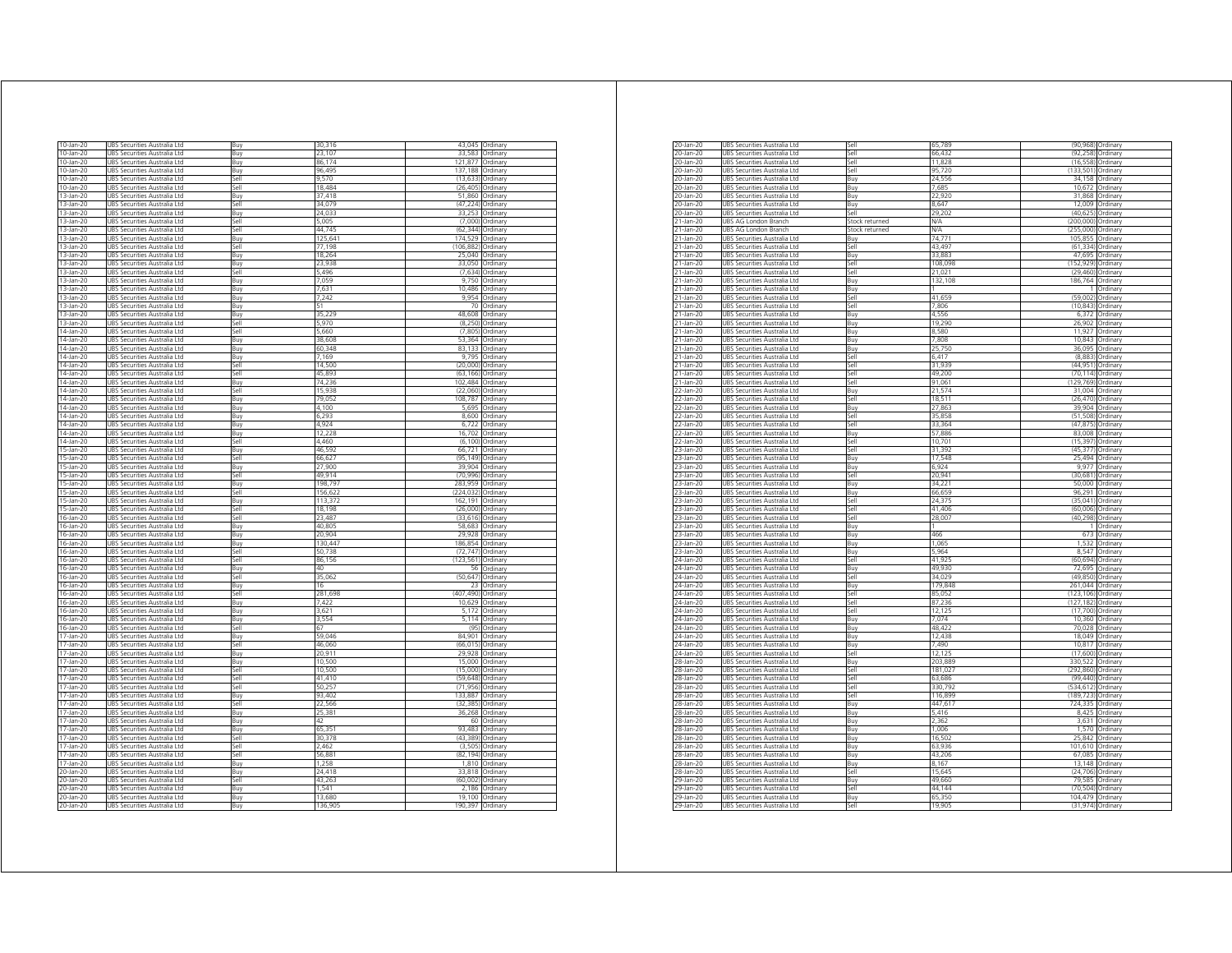| | | | | | |
|---|---|---|---|---|---|
| 10-Jan-20 | UBS Securities Australia Ltd | Buy | 30,316 | 43,045 | Ordinary |
| 10-Jan-20 | UBS Securities Australia Ltd | Buy | 23,107 | 33,583 | Ordinary |
| 10-Jan-20 | UBS Securities Australia Ltd | Buy | 86,174 | 121,877 | Ordinary |
| 10-Jan-20 | UBS Securities Australia Ltd | Buy | 96,495 | 137,188 | Ordinary |
| 10-Jan-20 | UBS Securities Australia Ltd | Sell | 9,570 | (13,633) | Ordinary |
| 10-Jan-20 | UBS Securities Australia Ltd | Sell | 18,484 | (26,405) | Ordinary |
| 13-Jan-20 | UBS Securities Australia Ltd | Buy | 37,418 | 51,860 | Ordinary |
| 13-Jan-20 | UBS Securities Australia Ltd | Sell | 34,079 | (47,224) | Ordinary |
| 13-Jan-20 | UBS Securities Australia Ltd | Buy | 24,033 | 33,253 | Ordinary |
| 13-Jan-20 | UBS Securities Australia Ltd | Sell | 5,005 | (7,000) | Ordinary |
| 13-Jan-20 | UBS Securities Australia Ltd | Sell | 44,745 | (62,344) | Ordinary |
| 13-Jan-20 | UBS Securities Australia Ltd | Buy | 125,641 | 174,529 | Ordinary |
| 13-Jan-20 | UBS Securities Australia Ltd | Sell | 77,198 | (106,882) | Ordinary |
| 13-Jan-20 | UBS Securities Australia Ltd | Buy | 18,264 | 25,040 | Ordinary |
| 13-Jan-20 | UBS Securities Australia Ltd | Buy | 23,938 | 33,050 | Ordinary |
| 13-Jan-20 | UBS Securities Australia Ltd | Sell | 5,496 | (7,634) | Ordinary |
| 13-Jan-20 | UBS Securities Australia Ltd | Buy | 7,059 | 9,750 | Ordinary |
| 13-Jan-20 | UBS Securities Australia Ltd | Buy | 7,631 | 10,486 | Ordinary |
| 13-Jan-20 | UBS Securities Australia Ltd | Buy | 7,242 | 9,954 | Ordinary |
| 13-Jan-20 | UBS Securities Australia Ltd | Buy | 51 | 70 | Ordinary |
| 13-Jan-20 | UBS Securities Australia Ltd | Buy | 35,229 | 48,608 | Ordinary |
| 13-Jan-20 | UBS Securities Australia Ltd | Sell | 5,970 | (8,250) | Ordinary |
| 14-Jan-20 | UBS Securities Australia Ltd | Sell | 5,660 | (7,805) | Ordinary |
| 14-Jan-20 | UBS Securities Australia Ltd | Buy | 38,608 | 53,364 | Ordinary |
| 14-Jan-20 | UBS Securities Australia Ltd | Buy | 60,348 | 83,133 | Ordinary |
| 14-Jan-20 | UBS Securities Australia Ltd | Buy | 7,169 | 9,795 | Ordinary |
| 14-Jan-20 | UBS Securities Australia Ltd | Sell | 14,500 | (20,000) | Ordinary |
| 14-Jan-20 | UBS Securities Australia Ltd | Sell | 45,893 | (63,166) | Ordinary |
| 14-Jan-20 | UBS Securities Australia Ltd | Buy | 74,236 | 102,484 | Ordinary |
| 14-Jan-20 | UBS Securities Australia Ltd | Sell | 15,938 | (22,060) | Ordinary |
| 14-Jan-20 | UBS Securities Australia Ltd | Buy | 79,052 | 108,787 | Ordinary |
| 14-Jan-20 | UBS Securities Australia Ltd | Buy | 4,100 | 5,695 | Ordinary |
| 14-Jan-20 | UBS Securities Australia Ltd | Buy | 6,293 | 8,600 | Ordinary |
| 14-Jan-20 | UBS Securities Australia Ltd | Buy | 4,924 | 6,722 | Ordinary |
| 14-Jan-20 | UBS Securities Australia Ltd | Buy | 12,228 | 16,702 | Ordinary |
| 14-Jan-20 | UBS Securities Australia Ltd | Sell | 4,460 | (6,100) | Ordinary |
| 15-Jan-20 | UBS Securities Australia Ltd | Buy | 46,592 | 66,721 | Ordinary |
| 15-Jan-20 | UBS Securities Australia Ltd | Sell | 66,627 | (95,149) | Ordinary |
| 15-Jan-20 | UBS Securities Australia Ltd | Buy | 27,900 | 39,904 | Ordinary |
| 15-Jan-20 | UBS Securities Australia Ltd | Sell | 49,914 | (70,996) | Ordinary |
| 15-Jan-20 | UBS Securities Australia Ltd | Buy | 198,797 | 283,959 | Ordinary |
| 15-Jan-20 | UBS Securities Australia Ltd | Sell | 156,622 | (224,032) | Ordinary |
| 15-Jan-20 | UBS Securities Australia Ltd | Buy | 113,372 | 162,191 | Ordinary |
| 15-Jan-20 | UBS Securities Australia Ltd | Sell | 18,198 | (26,000) | Ordinary |
| 16-Jan-20 | UBS Securities Australia Ltd | Sell | 23,487 | (33,616) | Ordinary |
| 16-Jan-20 | UBS Securities Australia Ltd | Buy | 40,805 | 58,683 | Ordinary |
| 16-Jan-20 | UBS Securities Australia Ltd | Buy | 20,904 | 29,928 | Ordinary |
| 16-Jan-20 | UBS Securities Australia Ltd | Buy | 130,447 | 186,854 | Ordinary |
| 16-Jan-20 | UBS Securities Australia Ltd | Sell | 50,738 | (72,747) | Ordinary |
| 16-Jan-20 | UBS Securities Australia Ltd | Sell | 86,156 | (123,561) | Ordinary |
| 16-Jan-20 | UBS Securities Australia Ltd | Buy | 40 | 56 | Ordinary |
| 16-Jan-20 | UBS Securities Australia Ltd | Sell | 35,062 | (50,647) | Ordinary |
| 16-Jan-20 | UBS Securities Australia Ltd | Buy | 16 | 23 | Ordinary |
| 16-Jan-20 | UBS Securities Australia Ltd | Sell | 281,698 | (407,490) | Ordinary |
| 16-Jan-20 | UBS Securities Australia Ltd | Buy | 7,422 | 10,629 | Ordinary |
| 16-Jan-20 | UBS Securities Australia Ltd | Buy | 3,621 | 5,172 | Ordinary |
| 16-Jan-20 | UBS Securities Australia Ltd | Buy | 3,554 | 5,114 | Ordinary |
| 16-Jan-20 | UBS Securities Australia Ltd | Sell | 67 | (95) | Ordinary |
| 17-Jan-20 | UBS Securities Australia Ltd | Buy | 59,046 | 84,901 | Ordinary |
| 17-Jan-20 | UBS Securities Australia Ltd | Sell | 46,060 | (66,015) | Ordinary |
| 17-Jan-20 | UBS Securities Australia Ltd | Buy | 20,911 | 29,928 | Ordinary |
| 17-Jan-20 | UBS Securities Australia Ltd | Buy | 10,500 | 15,000 | Ordinary |
| 17-Jan-20 | UBS Securities Australia Ltd | Sell | 10,500 | (15,000) | Ordinary |
| 17-Jan-20 | UBS Securities Australia Ltd | Sell | 41,410 | (59,648) | Ordinary |
| 17-Jan-20 | UBS Securities Australia Ltd | Sell | 50,257 | (71,956) | Ordinary |
| 17-Jan-20 | UBS Securities Australia Ltd | Buy | 93,402 | 133,887 | Ordinary |
| 17-Jan-20 | UBS Securities Australia Ltd | Sell | 22,566 | (32,385) | Ordinary |
| 17-Jan-20 | UBS Securities Australia Ltd | Buy | 25,381 | 36,268 | Ordinary |
| 17-Jan-20 | UBS Securities Australia Ltd | Buy | 42 | 60 | Ordinary |
| 17-Jan-20 | UBS Securities Australia Ltd | Buy | 65,351 | 93,483 | Ordinary |
| 17-Jan-20 | UBS Securities Australia Ltd | Sell | 30,378 | (43,389) | Ordinary |
| 17-Jan-20 | UBS Securities Australia Ltd | Sell | 2,462 | (3,505) | Ordinary |
| 17-Jan-20 | UBS Securities Australia Ltd | Sell | 56,881 | (82,194) | Ordinary |
| 17-Jan-20 | UBS Securities Australia Ltd | Buy | 1,258 | 1,810 | Ordinary |
| 20-Jan-20 | UBS Securities Australia Ltd | Buy | 24,418 | 33,818 | Ordinary |
| 20-Jan-20 | UBS Securities Australia Ltd | Sell | 43,263 | (60,002) | Ordinary |
| 20-Jan-20 | UBS Securities Australia Ltd | Buy | 1,541 | 2,186 | Ordinary |
| 20-Jan-20 | UBS Securities Australia Ltd | Buy | 13,680 | 19,100 | Ordinary |
| 20-Jan-20 | UBS Securities Australia Ltd | Buy | 136,905 | 190,397 | Ordinary |
| 20-Jan-20 | UBS Securities Australia Ltd | Sell | 65,789 | (90,968) | Ordinary |
| 20-Jan-20 | UBS Securities Australia Ltd | Sell | 66,432 | (92,258) | Ordinary |
| 20-Jan-20 | UBS Securities Australia Ltd | Sell | 11,828 | (16,558) | Ordinary |
| 20-Jan-20 | UBS Securities Australia Ltd | Sell | 95,720 | (133,501) | Ordinary |
| 20-Jan-20 | UBS Securities Australia Ltd | Buy | 24,556 | 34,158 | Ordinary |
| 20-Jan-20 | UBS Securities Australia Ltd | Buy | 7,685 | 10,672 | Ordinary |
| 20-Jan-20 | UBS Securities Australia Ltd | Buy | 22,920 | 31,868 | Ordinary |
| 20-Jan-20 | UBS Securities Australia Ltd | Buy | 8,647 | 12,009 | Ordinary |
| 20-Jan-20 | UBS Securities Australia Ltd | Sell | 29,202 | (40,625) | Ordinary |
| 21-Jan-20 | UBS AG London Branch | Stock returned | N/A | (200,000) | Ordinary |
| 21-Jan-20 | UBS AG London Branch | Stock returned | N/A | (255,000) | Ordinary |
| 21-Jan-20 | UBS Securities Australia Ltd | Buy | 74,771 | 105,855 | Ordinary |
| 21-Jan-20 | UBS Securities Australia Ltd | Sell | 43,497 | (61,334) | Ordinary |
| 21-Jan-20 | UBS Securities Australia Ltd | Buy | 33,883 | 47,695 | Ordinary |
| 21-Jan-20 | UBS Securities Australia Ltd | Sell | 108,098 | (152,929) | Ordinary |
| 21-Jan-20 | UBS Securities Australia Ltd | Sell | 21,021 | (29,460) | Ordinary |
| 21-Jan-20 | UBS Securities Australia Ltd | Buy | 132,108 | 186,764 | Ordinary |
| 21-Jan-20 | UBS Securities Australia Ltd | Buy | 1 | 1 | Ordinary |
| 21-Jan-20 | UBS Securities Australia Ltd | Sell | 41,659 | (59,002) | Ordinary |
| 21-Jan-20 | UBS Securities Australia Ltd | Sell | 7,806 | (10,843) | Ordinary |
| 21-Jan-20 | UBS Securities Australia Ltd | Buy | 4,556 | 6,372 | Ordinary |
| 21-Jan-20 | UBS Securities Australia Ltd | Buy | 19,290 | 26,902 | Ordinary |
| 21-Jan-20 | UBS Securities Australia Ltd | Buy | 8,580 | 11,927 | Ordinary |
| 21-Jan-20 | UBS Securities Australia Ltd | Buy | 7,808 | 10,843 | Ordinary |
| 21-Jan-20 | UBS Securities Australia Ltd | Buy | 25,750 | 36,095 | Ordinary |
| 21-Jan-20 | UBS Securities Australia Ltd | Sell | 6,417 | (8,883) | Ordinary |
| 21-Jan-20 | UBS Securities Australia Ltd | Sell | 31,939 | (44,951) | Ordinary |
| 21-Jan-20 | UBS Securities Australia Ltd | Sell | 49,200 | (70,114) | Ordinary |
| 21-Jan-20 | UBS Securities Australia Ltd | Sell | 91,061 | (129,769) | Ordinary |
| 22-Jan-20 | UBS Securities Australia Ltd | Buy | 21,574 | 31,004 | Ordinary |
| 22-Jan-20 | UBS Securities Australia Ltd | Sell | 18,511 | (26,470) | Ordinary |
| 22-Jan-20 | UBS Securities Australia Ltd | Buy | 27,863 | 39,904 | Ordinary |
| 22-Jan-20 | UBS Securities Australia Ltd | Sell | 35,858 | (51,508) | Ordinary |
| 22-Jan-20 | UBS Securities Australia Ltd | Sell | 33,364 | (47,875) | Ordinary |
| 22-Jan-20 | UBS Securities Australia Ltd | Buy | 57,886 | 83,008 | Ordinary |
| 22-Jan-20 | UBS Securities Australia Ltd | Sell | 10,701 | (15,397) | Ordinary |
| 23-Jan-20 | UBS Securities Australia Ltd | Sell | 31,392 | (45,377) | Ordinary |
| 23-Jan-20 | UBS Securities Australia Ltd | Buy | 17,548 | 25,494 | Ordinary |
| 23-Jan-20 | UBS Securities Australia Ltd | Buy | 6,924 | 9,977 | Ordinary |
| 23-Jan-20 | UBS Securities Australia Ltd | Sell | 20,941 | (30,681) | Ordinary |
| 23-Jan-20 | UBS Securities Australia Ltd | Buy | 34,221 | 50,000 | Ordinary |
| 23-Jan-20 | UBS Securities Australia Ltd | Buy | 66,659 | 96,291 | Ordinary |
| 23-Jan-20 | UBS Securities Australia Ltd | Sell | 24,375 | (35,041) | Ordinary |
| 23-Jan-20 | UBS Securities Australia Ltd | Sell | 41,406 | (60,006) | Ordinary |
| 23-Jan-20 | UBS Securities Australia Ltd | Sell | 28,007 | (40,298) | Ordinary |
| 23-Jan-20 | UBS Securities Australia Ltd | Buy | 1 | 1 | Ordinary |
| 23-Jan-20 | UBS Securities Australia Ltd | Buy | 466 | 673 | Ordinary |
| 23-Jan-20 | UBS Securities Australia Ltd | Buy | 1,065 | 1,532 | Ordinary |
| 23-Jan-20 | UBS Securities Australia Ltd | Buy | 5,964 | 8,547 | Ordinary |
| 24-Jan-20 | UBS Securities Australia Ltd | Sell | 41,925 | (60,694) | Ordinary |
| 24-Jan-20 | UBS Securities Australia Ltd | Buy | 49,930 | 72,695 | Ordinary |
| 24-Jan-20 | UBS Securities Australia Ltd | Sell | 34,029 | (49,850) | Ordinary |
| 24-Jan-20 | UBS Securities Australia Ltd | Buy | 179,848 | 261,044 | Ordinary |
| 24-Jan-20 | UBS Securities Australia Ltd | Sell | 85,052 | (123,106) | Ordinary |
| 24-Jan-20 | UBS Securities Australia Ltd | Sell | 87,236 | (127,182) | Ordinary |
| 24-Jan-20 | UBS Securities Australia Ltd | Sell | 12,125 | (17,700) | Ordinary |
| 24-Jan-20 | UBS Securities Australia Ltd | Buy | 7,074 | 10,360 | Ordinary |
| 24-Jan-20 | UBS Securities Australia Ltd | Buy | 48,422 | 70,028 | Ordinary |
| 24-Jan-20 | UBS Securities Australia Ltd | Buy | 12,438 | 18,049 | Ordinary |
| 24-Jan-20 | UBS Securities Australia Ltd | Buy | 7,490 | 10,817 | Ordinary |
| 24-Jan-20 | UBS Securities Australia Ltd | Sell | 12,125 | (17,600) | Ordinary |
| 28-Jan-20 | UBS Securities Australia Ltd | Buy | 203,889 | 330,522 | Ordinary |
| 28-Jan-20 | UBS Securities Australia Ltd | Sell | 181,027 | (292,860) | Ordinary |
| 28-Jan-20 | UBS Securities Australia Ltd | Sell | 63,686 | (99,440) | Ordinary |
| 28-Jan-20 | UBS Securities Australia Ltd | Sell | 330,792 | (534,612) | Ordinary |
| 28-Jan-20 | UBS Securities Australia Ltd | Sell | 116,899 | (189,723) | Ordinary |
| 28-Jan-20 | UBS Securities Australia Ltd | Buy | 447,617 | 724,335 | Ordinary |
| 28-Jan-20 | UBS Securities Australia Ltd | Buy | 5,416 | 8,425 | Ordinary |
| 28-Jan-20 | UBS Securities Australia Ltd | Buy | 2,362 | 3,631 | Ordinary |
| 28-Jan-20 | UBS Securities Australia Ltd | Buy | 1,006 | 1,570 | Ordinary |
| 28-Jan-20 | UBS Securities Australia Ltd | Buy | 16,502 | 25,842 | Ordinary |
| 28-Jan-20 | UBS Securities Australia Ltd | Buy | 63,936 | 101,610 | Ordinary |
| 28-Jan-20 | UBS Securities Australia Ltd | Buy | 43,206 | 67,085 | Ordinary |
| 28-Jan-20 | UBS Securities Australia Ltd | Buy | 8,167 | 13,148 | Ordinary |
| 28-Jan-20 | UBS Securities Australia Ltd | Sell | 15,645 | (24,706) | Ordinary |
| 29-Jan-20 | UBS Securities Australia Ltd | Buy | 49,660 | 79,585 | Ordinary |
| 29-Jan-20 | UBS Securities Australia Ltd | Sell | 44,144 | (70,504) | Ordinary |
| 29-Jan-20 | UBS Securities Australia Ltd | Buy | 65,350 | 104,479 | Ordinary |
| 29-Jan-20 | UBS Securities Australia Ltd | Sell | 19,905 | (31,974) | Ordinary |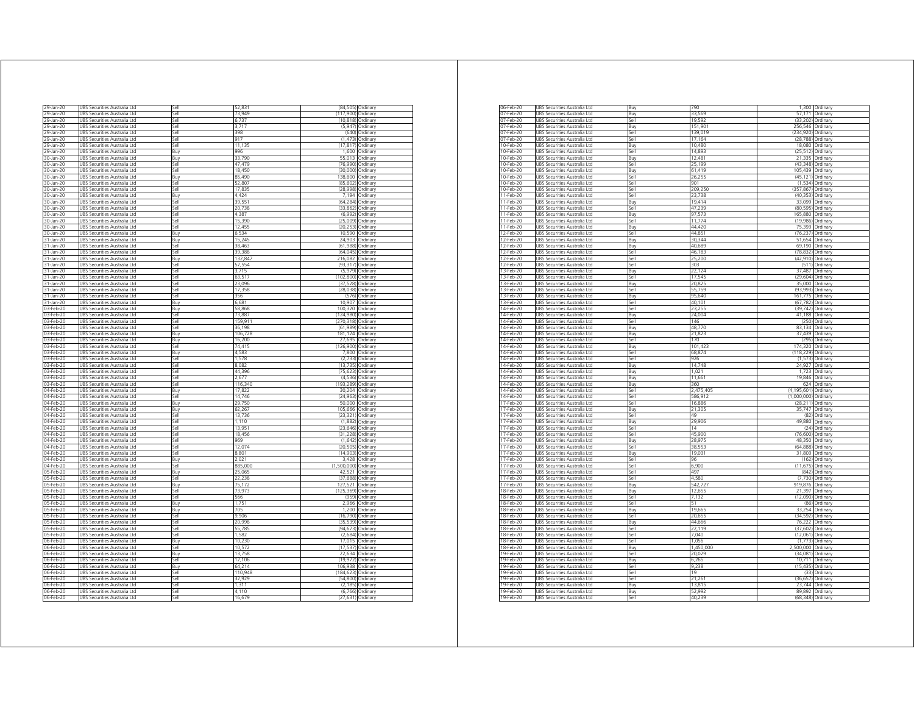| | | | | |
|---|---|---|---|---|
| 29-Jan-20 | UBS Securities Australia Ltd | Sell | 52,831 | (84,505) Ordinary |
| 29-Jan-20 | UBS Securities Australia Ltd | Sell | 73,949 | (117,900) Ordinary |
| 29-Jan-20 | UBS Securities Australia Ltd | Sell | 6,737 | (10,818) Ordinary |
| 29-Jan-20 | UBS Securities Australia Ltd | Sell | 3,717 | (5,947) Ordinary |
| 29-Jan-20 | UBS Securities Australia Ltd | Sell | 398 | (640) Ordinary |
| 29-Jan-20 | UBS Securities Australia Ltd | Sell | 917 | (1,473) Ordinary |
| 29-Jan-20 | UBS Securities Australia Ltd | Sell | 11,135 | (17,817) Ordinary |
| 29-Jan-20 | UBS Securities Australia Ltd | Buy | 996 | 1,600 Ordinary |
| 30-Jan-20 | UBS Securities Australia Ltd | Buy | 33,790 | 55,013 Ordinary |
| 30-Jan-20 | UBS Securities Australia Ltd | Sell | 47,479 | (76,990) Ordinary |
| 30-Jan-20 | UBS Securities Australia Ltd | Sell | 18,450 | (30,000) Ordinary |
| 30-Jan-20 | UBS Securities Australia Ltd | Buy | 85,490 | 138,600 Ordinary |
| 30-Jan-20 | UBS Securities Australia Ltd | Sell | 52,807 | (85,602) Ordinary |
| 30-Jan-20 | UBS Securities Australia Ltd | Sell | 17,835 | (28,998) Ordinary |
| 30-Jan-20 | UBS Securities Australia Ltd | Buy | 4,424 | 7,194 Ordinary |
| 30-Jan-20 | UBS Securities Australia Ltd | Sell | 39,551 | (64,284) Ordinary |
| 30-Jan-20 | UBS Securities Australia Ltd | Sell | 20,738 | (33,862) Ordinary |
| 30-Jan-20 | UBS Securities Australia Ltd | Sell | 4,387 | (6,992) Ordinary |
| 30-Jan-20 | UBS Securities Australia Ltd | Sell | 15,390 | (25,009) Ordinary |
| 30-Jan-20 | UBS Securities Australia Ltd | Sell | 12,455 | (20,253) Ordinary |
| 30-Jan-20 | UBS Securities Australia Ltd | Buy | 6,534 | 10,590 Ordinary |
| 31-Jan-20 | UBS Securities Australia Ltd | Buy | 15,245 | 24,903 Ordinary |
| 31-Jan-20 | UBS Securities Australia Ltd | Sell | 38,463 | (61,988) Ordinary |
| 31-Jan-20 | UBS Securities Australia Ltd | Sell | 39,388 | (64,045) Ordinary |
| 31-Jan-20 | UBS Securities Australia Ltd | Buy | 132,847 | 216,082 Ordinary |
| 31-Jan-20 | UBS Securities Australia Ltd | Sell | 57,554 | (93,317) Ordinary |
| 31-Jan-20 | UBS Securities Australia Ltd | Sell | 3,715 | (5,979) Ordinary |
| 31-Jan-20 | UBS Securities Australia Ltd | Sell | 63,517 | (102,800) Ordinary |
| 31-Jan-20 | UBS Securities Australia Ltd | Sell | 23,096 | (37,528) Ordinary |
| 31-Jan-20 | UBS Securities Australia Ltd | Sell | 17,358 | (28,038) Ordinary |
| 31-Jan-20 | UBS Securities Australia Ltd | Sell | 356 | (576) Ordinary |
| 31-Jan-20 | UBS Securities Australia Ltd | Buy | 6,681 | 10,907 Ordinary |
| 03-Feb-20 | UBS Securities Australia Ltd | Buy | 58,868 | 100,320 Ordinary |
| 03-Feb-20 | UBS Securities Australia Ltd | Sell | 73,887 | (124,980) Ordinary |
| 03-Feb-20 | UBS Securities Australia Ltd | Sell | 159,911 | (270,318) Ordinary |
| 03-Feb-20 | UBS Securities Australia Ltd | Sell | 36,198 | (61,989) Ordinary |
| 03-Feb-20 | UBS Securities Australia Ltd | Buy | 106,728 | 181,124 Ordinary |
| 03-Feb-20 | UBS Securities Australia Ltd | Buy | 16,200 | 27,695 Ordinary |
| 03-Feb-20 | UBS Securities Australia Ltd | Sell | 74,415 | (126,900) Ordinary |
| 03-Feb-20 | UBS Securities Australia Ltd | Buy | 4,583 | 7,800 Ordinary |
| 03-Feb-20 | UBS Securities Australia Ltd | Sell | 1,578 | (2,733) Ordinary |
| 03-Feb-20 | UBS Securities Australia Ltd | Sell | 8,082 | (13,735) Ordinary |
| 03-Feb-20 | UBS Securities Australia Ltd | Sell | 44,396 | (75,623) Ordinary |
| 03-Feb-20 | UBS Securities Australia Ltd | Sell | 2,677 | (4,536) Ordinary |
| 03-Feb-20 | UBS Securities Australia Ltd | Sell | 116,340 | (193,289) Ordinary |
| 04-Feb-20 | UBS Securities Australia Ltd | Buy | 17,822 | 30,204 Ordinary |
| 04-Feb-20 | UBS Securities Australia Ltd | Sell | 14,746 | (24,963) Ordinary |
| 04-Feb-20 | UBS Securities Australia Ltd | Buy | 29,750 | 50,000 Ordinary |
| 04-Feb-20 | UBS Securities Australia Ltd | Buy | 62,267 | 105,666 Ordinary |
| 04-Feb-20 | UBS Securities Australia Ltd | Sell | 13,736 | (23,321) Ordinary |
| 04-Feb-20 | UBS Securities Australia Ltd | Sell | 1,110 | (1,882) Ordinary |
| 04-Feb-20 | UBS Securities Australia Ltd | Sell | 13,951 | (23,646) Ordinary |
| 04-Feb-20 | UBS Securities Australia Ltd | Sell | 18,456 | (31,228) Ordinary |
| 04-Feb-20 | UBS Securities Australia Ltd | Sell | 969 | (1,642) Ordinary |
| 04-Feb-20 | UBS Securities Australia Ltd | Sell | 12,074 | (20,505) Ordinary |
| 04-Feb-20 | UBS Securities Australia Ltd | Sell | 8,801 | (14,903) Ordinary |
| 04-Feb-20 | UBS Securities Australia Ltd | Buy | 2,021 | 3,428 Ordinary |
| 04-Feb-20 | UBS Securities Australia Ltd | Sell | 885,000 | (1,500,000) Ordinary |
| 05-Feb-20 | UBS Securities Australia Ltd | Buy | 25,065 | 42,521 Ordinary |
| 05-Feb-20 | UBS Securities Australia Ltd | Sell | 22,238 | (37,688) Ordinary |
| 05-Feb-20 | UBS Securities Australia Ltd | Buy | 75,172 | 127,521 Ordinary |
| 05-Feb-20 | UBS Securities Australia Ltd | Sell | 73,973 | (125,369) Ordinary |
| 05-Feb-20 | UBS Securities Australia Ltd | Sell | 566 | (959) Ordinary |
| 05-Feb-20 | UBS Securities Australia Ltd | Buy | 1,751 | 2,966 Ordinary |
| 05-Feb-20 | UBS Securities Australia Ltd | Buy | 705 | 1,200 Ordinary |
| 05-Feb-20 | UBS Securities Australia Ltd | Sell | 9,906 | (16,790) Ordinary |
| 05-Feb-20 | UBS Securities Australia Ltd | Sell | 20,998 | (35,539) Ordinary |
| 05-Feb-20 | UBS Securities Australia Ltd | Sell | 55,785 | (94,673) Ordinary |
| 05-Feb-20 | UBS Securities Australia Ltd | Sell | 1,582 | (2,684) Ordinary |
| 06-Feb-20 | UBS Securities Australia Ltd | Buy | 10,230 | 17,015 Ordinary |
| 06-Feb-20 | UBS Securities Australia Ltd | Sell | 10,572 | (17,537) Ordinary |
| 06-Feb-20 | UBS Securities Australia Ltd | Buy | 13,758 | 22,634 Ordinary |
| 06-Feb-20 | UBS Securities Australia Ltd | Sell | 12,106 | (19,972) Ordinary |
| 06-Feb-20 | UBS Securities Australia Ltd | Buy | 64,214 | 106,938 Ordinary |
| 06-Feb-20 | UBS Securities Australia Ltd | Sell | 110,948 | (184,623) Ordinary |
| 06-Feb-20 | UBS Securities Australia Ltd | Sell | 32,929 | (54,800) Ordinary |
| 06-Feb-20 | UBS Securities Australia Ltd | Sell | 1,311 | (2,185) Ordinary |
| 06-Feb-20 | UBS Securities Australia Ltd | Sell | 4,110 | (6,766) Ordinary |
| 06-Feb-20 | UBS Securities Australia Ltd | Sell | 16,679 | (27,631) Ordinary |
| 06-Feb-20 | UBS Securities Australia Ltd | Buy | 790 | 1,300 Ordinary |
| 07-Feb-20 | UBS Securities Australia Ltd | Buy | 33,569 | 57,171 Ordinary |
| 07-Feb-20 | UBS Securities Australia Ltd | Sell | 19,592 | (33,202) Ordinary |
| 07-Feb-20 | UBS Securities Australia Ltd | Buy | 151,901 | 256,546 Ordinary |
| 07-Feb-20 | UBS Securities Australia Ltd | Sell | 139,019 | (234,920) Ordinary |
| 07-Feb-20 | UBS Securities Australia Ltd | Sell | 17,164 | (28,788) Ordinary |
| 10-Feb-20 | UBS Securities Australia Ltd | Buy | 10,480 | 18,080 Ordinary |
| 10-Feb-20 | UBS Securities Australia Ltd | Sell | 14,893 | (25,512) Ordinary |
| 10-Feb-20 | UBS Securities Australia Ltd | Buy | 12,481 | 21,335 Ordinary |
| 10-Feb-20 | UBS Securities Australia Ltd | Sell | 25,199 | (43,348) Ordinary |
| 10-Feb-20 | UBS Securities Australia Ltd | Buy | 61,419 | 105,439 Ordinary |
| 10-Feb-20 | UBS Securities Australia Ltd | Sell | 26,255 | (45,121) Ordinary |
| 10-Feb-20 | UBS Securities Australia Ltd | Sell | 901 | (1,534) Ordinary |
| 10-Feb-20 | UBS Securities Australia Ltd | Sell | 209,250 | (357,867) Ordinary |
| 11-Feb-20 | UBS Securities Australia Ltd | Sell | 23,738 | (40,353) Ordinary |
| 11-Feb-20 | UBS Securities Australia Ltd | Buy | 19,414 | 33,099 Ordinary |
| 11-Feb-20 | UBS Securities Australia Ltd | Sell | 47,239 | (80,595) Ordinary |
| 11-Feb-20 | UBS Securities Australia Ltd | Buy | 97,573 | 165,880 Ordinary |
| 11-Feb-20 | UBS Securities Australia Ltd | Sell | 11,774 | (19,986) Ordinary |
| 11-Feb-20 | UBS Securities Australia Ltd | Buy | 44,420 | 75,393 Ordinary |
| 12-Feb-20 | UBS Securities Australia Ltd | Sell | 44,851 | (76,237) Ordinary |
| 12-Feb-20 | UBS Securities Australia Ltd | Buy | 30,344 | 51,654 Ordinary |
| 12-Feb-20 | UBS Securities Australia Ltd | Buy | 40,689 | 69,190 Ordinary |
| 12-Feb-20 | UBS Securities Australia Ltd | Sell | 46,183 | (78,832) Ordinary |
| 12-Feb-20 | UBS Securities Australia Ltd | Sell | 25,200 | (42,910) Ordinary |
| 12-Feb-20 | UBS Securities Australia Ltd | Sell | 303 | (511) Ordinary |
| 13-Feb-20 | UBS Securities Australia Ltd | Buy | 22,124 | 37,487 Ordinary |
| 13-Feb-20 | UBS Securities Australia Ltd | Sell | 17,545 | (29,604) Ordinary |
| 13-Feb-20 | UBS Securities Australia Ltd | Buy | 20,825 | 35,000 Ordinary |
| 13-Feb-20 | UBS Securities Australia Ltd | Sell | 55,759 | (93,993) Ordinary |
| 13-Feb-20 | UBS Securities Australia Ltd | Buy | 95,640 | 161,775 Ordinary |
| 13-Feb-20 | UBS Securities Australia Ltd | Sell | 40,101 | (67,782) Ordinary |
| 14-Feb-20 | UBS Securities Australia Ltd | Sell | 23,255 | (39,742) Ordinary |
| 14-Feb-20 | UBS Securities Australia Ltd | Buy | 24,004 | 41,188 Ordinary |
| 14-Feb-20 | UBS Securities Australia Ltd | Sell | 146 | (250) Ordinary |
| 14-Feb-20 | UBS Securities Australia Ltd | Buy | 48,770 | 83,134 Ordinary |
| 14-Feb-20 | UBS Securities Australia Ltd | Buy | 21,823 | 37,439 Ordinary |
| 14-Feb-20 | UBS Securities Australia Ltd | Sell | 170 | (295) Ordinary |
| 14-Feb-20 | UBS Securities Australia Ltd | Buy | 101,423 | 174,320 Ordinary |
| 14-Feb-20 | UBS Securities Australia Ltd | Sell | 68,874 | (118,229) Ordinary |
| 14-Feb-20 | UBS Securities Australia Ltd | Sell | 926 | (1,573) Ordinary |
| 14-Feb-20 | UBS Securities Australia Ltd | Buy | 14,748 | 24,927 Ordinary |
| 14-Feb-20 | UBS Securities Australia Ltd | Buy | 1,021 | 1,723 Ordinary |
| 14-Feb-20 | UBS Securities Australia Ltd | Buy | 11,661 | 19,846 Ordinary |
| 14-Feb-20 | UBS Securities Australia Ltd | Buy | 360 | 624 Ordinary |
| 14-Feb-20 | UBS Securities Australia Ltd | Sell | 2,475,405 | (4,195,601) Ordinary |
| 14-Feb-20 | UBS Securities Australia Ltd | Sell | 586,912 | (1,000,000) Ordinary |
| 17-Feb-20 | UBS Securities Australia Ltd | Sell | 16,886 | (28,211) Ordinary |
| 17-Feb-20 | UBS Securities Australia Ltd | Buy | 21,305 | 35,747 Ordinary |
| 17-Feb-20 | UBS Securities Australia Ltd | Sell | 49 | (82) Ordinary |
| 17-Feb-20 | UBS Securities Australia Ltd | Buy | 29,906 | 49,880 Ordinary |
| 17-Feb-20 | UBS Securities Australia Ltd | Sell | 14 | (24) Ordinary |
| 17-Feb-20 | UBS Securities Australia Ltd | Sell | 45,900 | (76,600) Ordinary |
| 17-Feb-20 | UBS Securities Australia Ltd | Buy | 28,975 | 48,350 Ordinary |
| 17-Feb-20 | UBS Securities Australia Ltd | Sell | 38,553 | (64,888) Ordinary |
| 17-Feb-20 | UBS Securities Australia Ltd | Buy | 19,031 | 31,803 Ordinary |
| 17-Feb-20 | UBS Securities Australia Ltd | Sell | 96 | (162) Ordinary |
| 17-Feb-20 | UBS Securities Australia Ltd | Sell | 6,900 | (11,675) Ordinary |
| 17-Feb-20 | UBS Securities Australia Ltd | Sell | 497 | (842) Ordinary |
| 17-Feb-20 | UBS Securities Australia Ltd | Sell | 4,580 | (7,730) Ordinary |
| 17-Feb-20 | UBS Securities Australia Ltd | Buy | 542,727 | 919,876 Ordinary |
| 18-Feb-20 | UBS Securities Australia Ltd | Buy | 12,655 | 21,397 Ordinary |
| 18-Feb-20 | UBS Securities Australia Ltd | Sell | 7,132 | (12,090) Ordinary |
| 18-Feb-20 | UBS Securities Australia Ltd | Sell | 51 | (86) Ordinary |
| 18-Feb-20 | UBS Securities Australia Ltd | Buy | 19,665 | 33,254 Ordinary |
| 18-Feb-20 | UBS Securities Australia Ltd | Sell | 20,655 | (34,592) Ordinary |
| 18-Feb-20 | UBS Securities Australia Ltd | Buy | 44,666 | 76,222 Ordinary |
| 18-Feb-20 | UBS Securities Australia Ltd | Sell | 22,119 | (37,602) Ordinary |
| 18-Feb-20 | UBS Securities Australia Ltd | Sell | 7,040 | (12,061) Ordinary |
| 18-Feb-20 | UBS Securities Australia Ltd | Sell | 1,056 | (1,773) Ordinary |
| 18-Feb-20 | UBS Securities Australia Ltd | Buy | 1,450,000 | 2,500,000 Ordinary |
| 19-Feb-20 | UBS Securities Australia Ltd | Sell | 20,029 | (34,081) Ordinary |
| 19-Feb-20 | UBS Securities Australia Ltd | Buy | 6,265 | 10,711 Ordinary |
| 19-Feb-20 | UBS Securities Australia Ltd | Sell | 9,238 | (15,435) Ordinary |
| 19-Feb-20 | UBS Securities Australia Ltd | Sell | 19 | (33) Ordinary |
| 19-Feb-20 | UBS Securities Australia Ltd | Sell | 21,261 | (36,657) Ordinary |
| 19-Feb-20 | UBS Securities Australia Ltd | Buy | 13,815 | 23,744 Ordinary |
| 19-Feb-20 | UBS Securities Australia Ltd | Buy | 52,992 | 89,892 Ordinary |
| 19-Feb-20 | UBS Securities Australia Ltd | Sell | 40,239 | (68,348) Ordinary |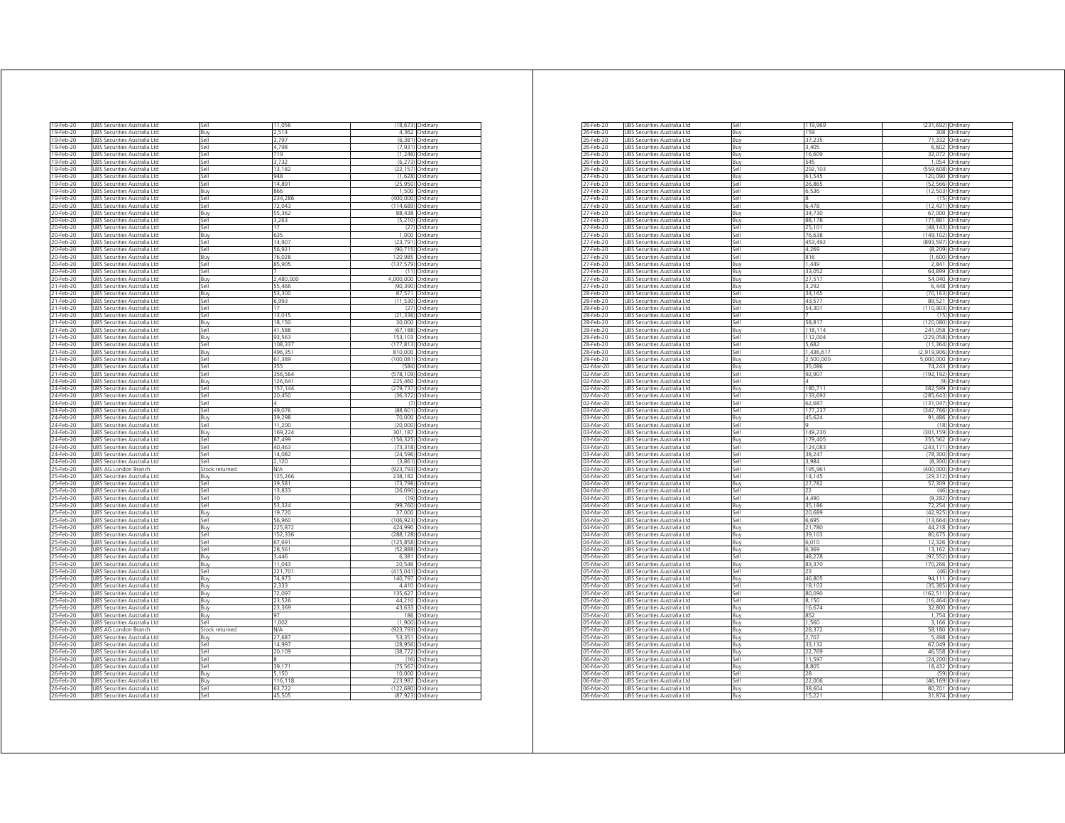| | | | | | |
|---|---|---|---|---|---|
| 19-Feb-20 | UBS Securities Australia Ltd | Sell | 11,056 | (18,673) | Ordinary |
| 19-Feb-20 | UBS Securities Australia Ltd | Buy | 2,514 | 4,362 | Ordinary |
| 19-Feb-20 | UBS Securities Australia Ltd | Sell | 3,797 | (6,381) | Ordinary |
| 19-Feb-20 | UBS Securities Australia Ltd | Sell | 4,798 | (7,931) | Ordinary |
| 19-Feb-20 | UBS Securities Australia Ltd | Sell | 719 | (1,246) | Ordinary |
| 19-Feb-20 | UBS Securities Australia Ltd | Sell | 3,732 | (6,273) | Ordinary |
| 19-Feb-20 | UBS Securities Australia Ltd | Sell | 13,182 | (22,157) | Ordinary |
| 19-Feb-20 | UBS Securities Australia Ltd | Sell | 948 | (1,628) | Ordinary |
| 19-Feb-20 | UBS Securities Australia Ltd | Sell | 14,891 | (25,950) | Ordinary |
| 19-Feb-20 | UBS Securities Australia Ltd | Buy | 866 | 1,500 | Ordinary |
| 19-Feb-20 | UBS Securities Australia Ltd | Sell | 234,286 | (400,000) | Ordinary |
| 20-Feb-20 | UBS Securities Australia Ltd | Sell | 72,043 | (114,689) | Ordinary |
| 20-Feb-20 | UBS Securities Australia Ltd | Buy | 55,362 | 88,438 | Ordinary |
| 20-Feb-20 | UBS Securities Australia Ltd | Sell | 3,263 | (5,210) | Ordinary |
| 20-Feb-20 | UBS Securities Australia Ltd | Sell | 17 | (27) | Ordinary |
| 20-Feb-20 | UBS Securities Australia Ltd | Buy | 635 | 1,000 | Ordinary |
| 20-Feb-20 | UBS Securities Australia Ltd | Sell | 14,907 | (23,791) | Ordinary |
| 20-Feb-20 | UBS Securities Australia Ltd | Sell | 56,921 | (90,715) | Ordinary |
| 20-Feb-20 | UBS Securities Australia Ltd | Buy | 76,028 | 120,985 | Ordinary |
| 20-Feb-20 | UBS Securities Australia Ltd | Sell | 85,905 | (137,579) | Ordinary |
| 20-Feb-20 | UBS Securities Australia Ltd | Sell | 7 | (11) | Ordinary |
| 20-Feb-20 | UBS Securities Australia Ltd | Buy | 2,480,000 | 4,000,000 | Ordinary |
| 21-Feb-20 | UBS Securities Australia Ltd | Sell | 55,466 | (90,390) | Ordinary |
| 21-Feb-20 | UBS Securities Australia Ltd | Buy | 53,300 | 87,571 | Ordinary |
| 21-Feb-20 | UBS Securities Australia Ltd | Sell | 6,993 | (11,530) | Ordinary |
| 21-Feb-20 | UBS Securities Australia Ltd | Sell | 17 | (27) | Ordinary |
| 21-Feb-20 | UBS Securities Australia Ltd | Sell | 13,015 | (21,336) | Ordinary |
| 21-Feb-20 | UBS Securities Australia Ltd | Buy | 18,150 | 30,000 | Ordinary |
| 21-Feb-20 | UBS Securities Australia Ltd | Sell | 41,588 | (67,188) | Ordinary |
| 21-Feb-20 | UBS Securities Australia Ltd | Buy | 93,563 | 153,103 | Ordinary |
| 21-Feb-20 | UBS Securities Australia Ltd | Sell | 108,337 | (177,813) | Ordinary |
| 21-Feb-20 | UBS Securities Australia Ltd | Buy | 496,351 | 810,000 | Ordinary |
| 21-Feb-20 | UBS Securities Australia Ltd | Sell | 61,389 | (100,081) | Ordinary |
| 21-Feb-20 | UBS Securities Australia Ltd | Sell | 355 | (584) | Ordinary |
| 21-Feb-20 | UBS Securities Australia Ltd | Sell | 356,564 | (578,109) | Ordinary |
| 24-Feb-20 | UBS Securities Australia Ltd | Buy | 126,641 | 225,460 | Ordinary |
| 24-Feb-20 | UBS Securities Australia Ltd | Sell | 157,144 | (279,737) | Ordinary |
| 24-Feb-20 | UBS Securities Australia Ltd | Sell | 20,450 | (36,372) | Ordinary |
| 24-Feb-20 | UBS Securities Australia Ltd | Sell | 4 | (7) | Ordinary |
| 24-Feb-20 | UBS Securities Australia Ltd | Sell | 49,076 | (88,601) | Ordinary |
| 24-Feb-20 | UBS Securities Australia Ltd | Buy | 39,298 | 70,000 | Ordinary |
| 24-Feb-20 | UBS Securities Australia Ltd | Sell | 11,200 | (20,000) | Ordinary |
| 24-Feb-20 | UBS Securities Australia Ltd | Buy | 169,224 | 301,187 | Ordinary |
| 24-Feb-20 | UBS Securities Australia Ltd | Sell | 87,499 | (156,325) | Ordinary |
| 24-Feb-20 | UBS Securities Australia Ltd | Sell | 40,463 | (73,318) | Ordinary |
| 24-Feb-20 | UBS Securities Australia Ltd | Sell | 14,082 | (24,596) | Ordinary |
| 24-Feb-20 | UBS Securities Australia Ltd | Sell | 2,120 | (3,861) | Ordinary |
| 25-Feb-20 | UBS AG London Branch | Stock returned | N/A | (923,793) | Ordinary |
| 25-Feb-20 | UBS Securities Australia Ltd | Buy | 125,266 | 238,182 | Ordinary |
| 25-Feb-20 | UBS Securities Australia Ltd | Sell | 39,581 | (73,798) | Ordinary |
| 25-Feb-20 | UBS Securities Australia Ltd | Sell | 13,833 | (26,090) | Ordinary |
| 25-Feb-20 | UBS Securities Australia Ltd | Sell | 10 | (19) | Ordinary |
| 25-Feb-20 | UBS Securities Australia Ltd | Sell | 53,324 | (99,760) | Ordinary |
| 25-Feb-20 | UBS Securities Australia Ltd | Buy | 19,720 | 37,000 | Ordinary |
| 25-Feb-20 | UBS Securities Australia Ltd | Sell | 56,960 | (106,923) | Ordinary |
| 25-Feb-20 | UBS Securities Australia Ltd | Buy | 225,872 | 424,990 | Ordinary |
| 25-Feb-20 | UBS Securities Australia Ltd | Sell | 152,336 | (288,128) | Ordinary |
| 25-Feb-20 | UBS Securities Australia Ltd | Sell | 67,691 | (125,858) | Ordinary |
| 25-Feb-20 | UBS Securities Australia Ltd | Sell | 28,561 | (52,888) | Ordinary |
| 25-Feb-20 | UBS Securities Australia Ltd | Buy | 3,446 | 6,381 | Ordinary |
| 25-Feb-20 | UBS Securities Australia Ltd | Buy | 11,043 | 20,546 | Ordinary |
| 25-Feb-20 | UBS Securities Australia Ltd | Sell | 221,701 | (415,041) | Ordinary |
| 25-Feb-20 | UBS Securities Australia Ltd | Buy | 74,973 | 140,797 | Ordinary |
| 25-Feb-20 | UBS Securities Australia Ltd | Buy | 2,333 | 4,410 | Ordinary |
| 25-Feb-20 | UBS Securities Australia Ltd | Buy | 72,097 | 135,627 | Ordinary |
| 25-Feb-20 | UBS Securities Australia Ltd | Buy | 23,526 | 44,210 | Ordinary |
| 25-Feb-20 | UBS Securities Australia Ltd | Buy | 23,369 | 43,633 | Ordinary |
| 25-Feb-20 | UBS Securities Australia Ltd | Buy | 97 | 186 | Ordinary |
| 25-Feb-20 | UBS Securities Australia Ltd | Sell | 1,002 | (1,900) | Ordinary |
| 26-Feb-20 | UBS AG London Branch | Stock returned | N/A | (923,793) | Ordinary |
| 26-Feb-20 | UBS Securities Australia Ltd | Buy | 27,687 | 53,351 | Ordinary |
| 26-Feb-20 | UBS Securities Australia Ltd | Sell | 14,997 | (28,956) | Ordinary |
| 26-Feb-20 | UBS Securities Australia Ltd | Sell | 20,109 | (38,772) | Ordinary |
| 26-Feb-20 | UBS Securities Australia Ltd | Sell | 8 | (16) | Ordinary |
| 26-Feb-20 | UBS Securities Australia Ltd | Sell | 39,171 | (75,567) | Ordinary |
| 26-Feb-20 | UBS Securities Australia Ltd | Buy | 5,150 | 10,000 | Ordinary |
| 26-Feb-20 | UBS Securities Australia Ltd | Buy | 116,118 | 223,987 | Ordinary |
| 26-Feb-20 | UBS Securities Australia Ltd | Sell | 63,722 | (122,680) | Ordinary |
| 26-Feb-20 | UBS Securities Australia Ltd | Sell | 45,505 | (87,923) | Ordinary |
| 26-Feb-20 | UBS Securities Australia Ltd | Sell | 119,969 | (231,692) | Ordinary |
| 26-Feb-20 | UBS Securities Australia Ltd | Buy | 159 | 308 | Ordinary |
| 26-Feb-20 | UBS Securities Australia Ltd | Buy | 37,235 | 71,332 | Ordinary |
| 26-Feb-20 | UBS Securities Australia Ltd | Buy | 3,405 | 6,602 | Ordinary |
| 26-Feb-20 | UBS Securities Australia Ltd | Buy | 16,609 | 32,072 | Ordinary |
| 26-Feb-20 | UBS Securities Australia Ltd | Buy | 545 | 1,054 | Ordinary |
| 26-Feb-20 | UBS Securities Australia Ltd | Sell | 292,103 | (559,608) | Ordinary |
| 27-Feb-20 | UBS Securities Australia Ltd | Buy | 61,545 | 120,090 | Ordinary |
| 27-Feb-20 | UBS Securities Australia Ltd | Sell | 26,865 | (52,566) | Ordinary |
| 27-Feb-20 | UBS Securities Australia Ltd | Sell | 6,536 | (12,503) | Ordinary |
| 27-Feb-20 | UBS Securities Australia Ltd | Sell | 8 | (15) | Ordinary |
| 27-Feb-20 | UBS Securities Australia Ltd | Sell | 6,478 | (12,431) | Ordinary |
| 27-Feb-20 | UBS Securities Australia Ltd | Buy | 34,730 | 67,000 | Ordinary |
| 27-Feb-20 | UBS Securities Australia Ltd | Buy | 88,178 | 171,861 | Ordinary |
| 27-Feb-20 | UBS Securities Australia Ltd | Sell | 25,101 | (48,143) | Ordinary |
| 27-Feb-20 | UBS Securities Australia Ltd | Sell | 76,638 | (149,102) | Ordinary |
| 27-Feb-20 | UBS Securities Australia Ltd | Sell | 453,492 | (893,597) | Ordinary |
| 27-Feb-20 | UBS Securities Australia Ltd | Sell | 4,269 | (8,209) | Ordinary |
| 27-Feb-20 | UBS Securities Australia Ltd | Sell | 816 | (1,600) | Ordinary |
| 27-Feb-20 | UBS Securities Australia Ltd | Buy | 1,449 | 2,841 | Ordinary |
| 27-Feb-20 | UBS Securities Australia Ltd | Buy | 33,052 | 64,899 | Ordinary |
| 27-Feb-20 | UBS Securities Australia Ltd | Buy | 27,517 | 54,040 | Ordinary |
| 27-Feb-20 | UBS Securities Australia Ltd | Buy | 3,292 | 6,448 | Ordinary |
| 28-Feb-20 | UBS Securities Australia Ltd | Sell | 34,165 | (70,163) | Ordinary |
| 28-Feb-20 | UBS Securities Australia Ltd | Buy | 43,577 | 89,521 | Ordinary |
| 28-Feb-20 | UBS Securities Australia Ltd | Sell | 54,301 | (110,903) | Ordinary |
| 28-Feb-20 | UBS Securities Australia Ltd | Sell | 7 | (15) | Ordinary |
| 28-Feb-20 | UBS Securities Australia Ltd | Sell | 58,817 | (120,080) | Ordinary |
| 28-Feb-20 | UBS Securities Australia Ltd | Buy | 118,114 | 241,058 | Ordinary |
| 28-Feb-20 | UBS Securities Australia Ltd | Sell | 112,004 | (229,058) | Ordinary |
| 28-Feb-20 | UBS Securities Australia Ltd | Sell | 5,682 | (11,364) | Ordinary |
| 28-Feb-20 | UBS Securities Australia Ltd | Sell | 1,436,617 | (2,919,906) | Ordinary |
| 28-Feb-20 | UBS Securities Australia Ltd | Buy | 2,500,000 | 5,000,000 | Ordinary |
| 02-Mar-20 | UBS Securities Australia Ltd | Buy | 35,086 | 74,243 | Ordinary |
| 02-Mar-20 | UBS Securities Australia Ltd | Sell | 92,907 | (192,192) | Ordinary |
| 02-Mar-20 | UBS Securities Australia Ltd | Sell | 4 | (9) | Ordinary |
| 02-Mar-20 | UBS Securities Australia Ltd | Buy | 180,711 | 382,599 | Ordinary |
| 02-Mar-20 | UBS Securities Australia Ltd | Sell | 133,692 | (285,643) | Ordinary |
| 02-Mar-20 | UBS Securities Australia Ltd | Sell | 62,687 | (131,047) | Ordinary |
| 03-Mar-20 | UBS Securities Australia Ltd | Sell | 177,237 | (347,766) | Ordinary |
| 03-Mar-20 | UBS Securities Australia Ltd | Buy | 45,624 | 91,486 | Ordinary |
| 03-Mar-20 | UBS Securities Australia Ltd | Sell | 9 | (18) | Ordinary |
| 03-Mar-20 | UBS Securities Australia Ltd | Sell | 149,230 | (301,159) | Ordinary |
| 03-Mar-20 | UBS Securities Australia Ltd | Buy | 179,405 | 355,562 | Ordinary |
| 03-Mar-20 | UBS Securities Australia Ltd | Sell | 124,083 | (243,171) | Ordinary |
| 03-Mar-20 | UBS Securities Australia Ltd | Sell | 38,247 | (78,300) | Ordinary |
| 03-Mar-20 | UBS Securities Australia Ltd | Sell | 3,984 | (8,300) | Ordinary |
| 03-Mar-20 | UBS Securities Australia Ltd | Sell | 195,961 | (400,000) | Ordinary |
| 04-Mar-20 | UBS Securities Australia Ltd | Sell | 14,145 | (29,312) | Ordinary |
| 04-Mar-20 | UBS Securities Australia Ltd | Buy | 27,782 | 57,309 | Ordinary |
| 04-Mar-20 | UBS Securities Australia Ltd | Sell | 22 | (46) | Ordinary |
| 04-Mar-20 | UBS Securities Australia Ltd | Sell | 4,490 | (9,282) | Ordinary |
| 04-Mar-20 | UBS Securities Australia Ltd | Buy | 35,186 | 72,254 | Ordinary |
| 04-Mar-20 | UBS Securities Australia Ltd | Sell | 20,689 | (42,925) | Ordinary |
| 04-Mar-20 | UBS Securities Australia Ltd | Sell | 6,695 | (13,664) | Ordinary |
| 04-Mar-20 | UBS Securities Australia Ltd | Buy | 21,780 | 44,218 | Ordinary |
| 04-Mar-20 | UBS Securities Australia Ltd | Buy | 39,103 | 80,675 | Ordinary |
| 04-Mar-20 | UBS Securities Australia Ltd | Buy | 6,010 | 12,326 | Ordinary |
| 04-Mar-20 | UBS Securities Australia Ltd | Buy | 6,369 | 13,162 | Ordinary |
| 05-Mar-20 | UBS Securities Australia Ltd | Sell | 48,278 | (97,552) | Ordinary |
| 05-Mar-20 | UBS Securities Australia Ltd | Buy | 83,370 | 170,266 | Ordinary |
| 05-Mar-20 | UBS Securities Australia Ltd | Sell | 23 | (46) | Ordinary |
| 05-Mar-20 | UBS Securities Australia Ltd | Buy | 46,805 | 94,111 | Ordinary |
| 05-Mar-20 | UBS Securities Australia Ltd | Sell | 18,103 | (35,385) | Ordinary |
| 05-Mar-20 | UBS Securities Australia Ltd | Sell | 80,090 | (162,511) | Ordinary |
| 05-Mar-20 | UBS Securities Australia Ltd | Sell | 8,150 | (16,464) | Ordinary |
| 05-Mar-20 | UBS Securities Australia Ltd | Buy | 16,674 | 32,800 | Ordinary |
| 05-Mar-20 | UBS Securities Australia Ltd | Buy | 852 | 1,754 | Ordinary |
| 05-Mar-20 | UBS Securities Australia Ltd | Buy | 1,560 | 3,166 | Ordinary |
| 05-Mar-20 | UBS Securities Australia Ltd | Buy | 28,372 | 58,180 | Ordinary |
| 05-Mar-20 | UBS Securities Australia Ltd | Buy | 2,707 | 5,498 | Ordinary |
| 05-Mar-20 | UBS Securities Australia Ltd | Buy | 33,132 | 67,049 | Ordinary |
| 05-Mar-20 | UBS Securities Australia Ltd | Buy | 22,769 | 46,558 | Ordinary |
| 06-Mar-20 | UBS Securities Australia Ltd | Sell | 11,597 | (24,200) | Ordinary |
| 06-Mar-20 | UBS Securities Australia Ltd | Buy | 8,805 | 18,432 | Ordinary |
| 06-Mar-20 | UBS Securities Australia Ltd | Sell | 28 | (59) | Ordinary |
| 06-Mar-20 | UBS Securities Australia Ltd | Sell | 22,006 | (46,169) | Ordinary |
| 06-Mar-20 | UBS Securities Australia Ltd | Buy | 38,604 | 80,701 | Ordinary |
| 06-Mar-20 | UBS Securities Australia Ltd | Buy | 15,221 | 31,874 | Ordinary |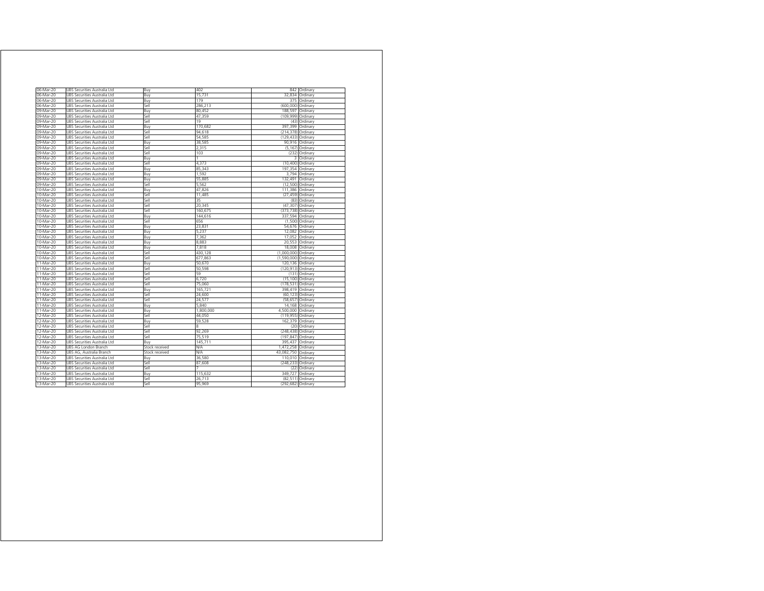| | | | | | |
|---|---|---|---|---|---|
| 06-Mar-20 | UBS Securities Australia Ltd | Buy | 402 | 842 | Ordinary |
| 06-Mar-20 | UBS Securities Australia Ltd | Buy | 15,731 | 32,834 | Ordinary |
| 06-Mar-20 | UBS Securities Australia Ltd | Buy | 179 | 375 | Ordinary |
| 06-Mar-20 | UBS Securities Australia Ltd | Sell | 286,213 | (600,000) | Ordinary |
| 09-Mar-20 | UBS Securities Australia Ltd | Buy | 80,452 | 188,597 | Ordinary |
| 09-Mar-20 | UBS Securities Australia Ltd | Sell | 47,359 | (109,999) | Ordinary |
| 09-Mar-20 | UBS Securities Australia Ltd | Sell | 19 | (43) | Ordinary |
| 09-Mar-20 | UBS Securities Australia Ltd | Buy | 170,682 | 397,399 | Ordinary |
| 09-Mar-20 | UBS Securities Australia Ltd | Sell | 94,618 | (214,378) | Ordinary |
| 09-Mar-20 | UBS Securities Australia Ltd | Sell | 54,585 | (129,433) | Ordinary |
| 09-Mar-20 | UBS Securities Australia Ltd | Buy | 38,585 | 90,916 | Ordinary |
| 09-Mar-20 | UBS Securities Australia Ltd | Sell | 2,315 | (5,167) | Ordinary |
| 09-Mar-20 | UBS Securities Australia Ltd | Sell | 103 | (232) | Ordinary |
| 09-Mar-20 | UBS Securities Australia Ltd | Buy | 1 | 3 | Ordinary |
| 09-Mar-20 | UBS Securities Australia Ltd | Sell | 4,373 | (10,400) | Ordinary |
| 09-Mar-20 | UBS Securities Australia Ltd | Buy | 85,343 | 197,354 | Ordinary |
| 09-Mar-20 | UBS Securities Australia Ltd | Buy | 1,592 | 3,794 | Ordinary |
| 09-Mar-20 | UBS Securities Australia Ltd | Buy | 55,885 | 132,491 | Ordinary |
| 09-Mar-20 | UBS Securities Australia Ltd | Sell | 5,562 | (12,500) | Ordinary |
| 10-Mar-20 | UBS Securities Australia Ltd | Buy | 47,826 | 111,386 | Ordinary |
| 10-Mar-20 | UBS Securities Australia Ltd | Sell | 11,485 | (27,459) | Ordinary |
| 10-Mar-20 | UBS Securities Australia Ltd | Sell | 35 | (83) | Ordinary |
| 10-Mar-20 | UBS Securities Australia Ltd | Sell | 20,345 | (47,307) | Ordinary |
| 10-Mar-20 | UBS Securities Australia Ltd | Sell | 160,675 | (373,738) | Ordinary |
| 10-Mar-20 | UBS Securities Australia Ltd | Buy | 144,616 | 337,594 | Ordinary |
| 10-Mar-20 | UBS Securities Australia Ltd | Sell | 656 | (1,500) | Ordinary |
| 10-Mar-20 | UBS Securities Australia Ltd | Buy | 23,831 | 54,676 | Ordinary |
| 10-Mar-20 | UBS Securities Australia Ltd | Buy | 5,237 | 12,082 | Ordinary |
| 10-Mar-20 | UBS Securities Australia Ltd | Buy | 7,362 | 17,052 | Ordinary |
| 10-Mar-20 | UBS Securities Australia Ltd | Buy | 8,883 | 20,553 | Ordinary |
| 10-Mar-20 | UBS Securities Australia Ltd | Buy | 7,818 | 18,008 | Ordinary |
| 10-Mar-20 | UBS Securities Australia Ltd | Sell | 430,128 | (1,000,000) | Ordinary |
| 10-Mar-20 | UBS Securities Australia Ltd | Sell | 677,863 | (1,590,000) | Ordinary |
| 11-Mar-20 | UBS Securities Australia Ltd | Buy | 50,670 | 120,136 | Ordinary |
| 11-Mar-20 | UBS Securities Australia Ltd | Sell | 50,598 | (120,913) | Ordinary |
| 11-Mar-20 | UBS Securities Australia Ltd | Sell | 59 | (131) | Ordinary |
| 11-Mar-20 | UBS Securities Australia Ltd | Sell | 6,720 | (15,100) | Ordinary |
| 11-Mar-20 | UBS Securities Australia Ltd | Sell | 75,060 | (178,531) | Ordinary |
| 11-Mar-20 | UBS Securities Australia Ltd | Buy | 165,721 | 398,419 | Ordinary |
| 11-Mar-20 | UBS Securities Australia Ltd | Sell | 24,600 | (60,123) | Ordinary |
| 11-Mar-20 | UBS Securities Australia Ltd | Sell | 24,577 | (58,657) | Ordinary |
| 11-Mar-20 | UBS Securities Australia Ltd | Buy | 5,840 | 14,168 | Ordinary |
| 11-Mar-20 | UBS Securities Australia Ltd | Buy | 1,800,000 | 4,500,000 | Ordinary |
| 12-Mar-20 | UBS Securities Australia Ltd | Sell | 44,050 | (119,955) | Ordinary |
| 12-Mar-20 | UBS Securities Australia Ltd | Buy | 59,528 | 162,379 | Ordinary |
| 12-Mar-20 | UBS Securities Australia Ltd | Sell | 8 | (20) | Ordinary |
| 12-Mar-20 | UBS Securities Australia Ltd | Sell | 92,269 | (248,438) | Ordinary |
| 12-Mar-20 | UBS Securities Australia Ltd | Sell | 75,519 | (197,847) | Ordinary |
| 12-Mar-20 | UBS Securities Australia Ltd | Buy | 145,711 | 395,437 | Ordinary |
| 13-Mar-20 | UBS AG London Branch | Stock received | N/A | 1,472,258 | Ordinary |
| 13-Mar-20 | UBS AG, Australia Branch | Stock received | N/A | 43,082,750 | Ordinary |
| 13-Mar-20 | UBS Securities Australia Ltd | Buy | 36,580 | 110,010 | Ordinary |
| 13-Mar-20 | UBS Securities Australia Ltd | Sell | 87,608 | (248,233) | Ordinary |
| 13-Mar-20 | UBS Securities Australia Ltd | Sell | 7 | (22) | Ordinary |
| 13-Mar-20 | UBS Securities Australia Ltd | Buy | 115,632 | 349,727 | Ordinary |
| 13-Mar-20 | UBS Securities Australia Ltd | Sell | 26,713 | (82,511) | Ordinary |
| 13-Mar-20 | UBS Securities Australia Ltd | Sell | 95,969 | (292,682) | Ordinary |